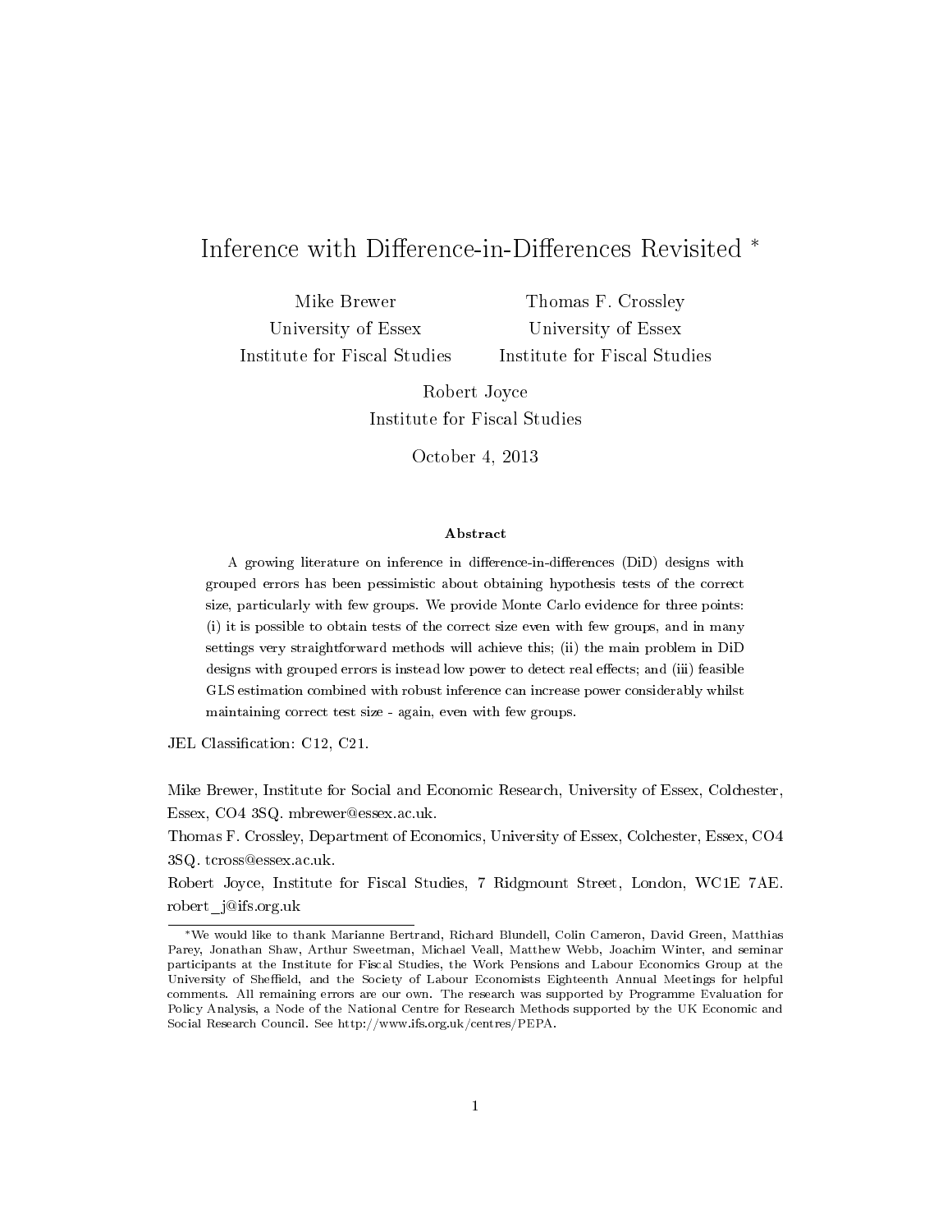# Inference with Difference-in-Differences Revisited *

Mike Brewer
University of Essex
Institute for Fiscal Studies

Thomas F. Crossley
University of Essex
Institute for Fiscal Studies

Robert Joyce
Institute for Fiscal Studies

October 4, 2013

### Abstract

A growing literature on inference in difference-in-differences (DiD) designs with grouped errors has been pessimistic about obtaining hypothesis tests of the correct size, particularly with few groups. We provide Monte Carlo evidence for three points: (i) it is possible to obtain tests of the correct size even with few groups, and in many settings very straightforward methods will achieve this; (ii) the main problem in DiD designs with grouped errors is instead low power to detect real effects; and (iii) feasible GLS estimation combined with robust inference can increase power considerably whilst maintaining correct test size - again, even with few groups.

JEL Classification: C12, C21.

Mike Brewer, Institute for Social and Economic Research, University of Essex, Colchester, Essex, CO4 3SQ. mbrewer@essex.ac.uk.

Thomas F. Crossley, Department of Economics, University of Essex, Colchester, Essex, CO4 3SQ. tcross@essex.ac.uk.

Robert Joyce, Institute for Fiscal Studies, 7 Ridgmount Street, London, WC1E 7AE. robert_j@ifs.org.uk

*We would like to thank Marianne Bertrand, Richard Blundell, Colin Cameron, David Green, Matthias Parey, Jonathan Shaw, Arthur Sweetman, Michael Veall, Matthew Webb, Joachim Winter, and seminar participants at the Institute for Fiscal Studies, the Work Pensions and Labour Economics Group at the University of Sheffield, and the Society of Labour Economists Eighteenth Annual Meetings for helpful comments. All remaining errors are our own. The research was supported by Programme Evaluation for Policy Analysis, a Node of the National Centre for Research Methods supported by the UK Economic and Social Research Council. See http://www.ifs.org.uk/centres/PEPA.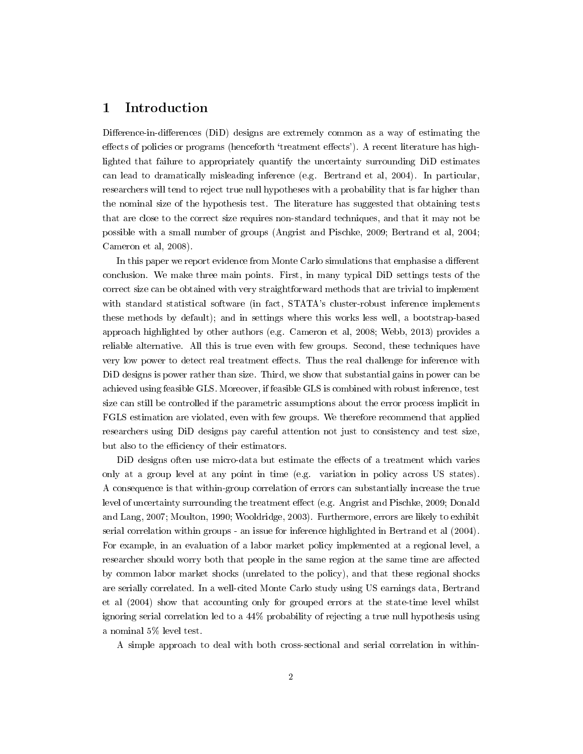# 1 Introduction

Difference-in-differences (DiD) designs are extremely common as a way of estimating the effects of policies or programs (henceforth 'treatment effects'). A recent literature has highlighted that failure to appropriately quantify the uncertainty surrounding DiD estimates can lead to dramatically misleading inference (e.g. Bertrand et al, 2004). In particular, researchers will tend to reject true null hypotheses with a probability that is far higher than the nominal size of the hypothesis test. The literature has suggested that obtaining tests that are close to the correct size requires non-standard techniques, and that it may not be possible with a small number of groups (Angrist and Pischke, 2009; Bertrand et al, 2004; Cameron et al, 2008).

In this paper we report evidence from Monte Carlo simulations that emphasise a different conclusion. We make three main points. First, in many typical DiD settings tests of the correct size can be obtained with very straightforward methods that are trivial to implement with standard statistical software (in fact, STATA's cluster-robust inference implements these methods by default); and in settings where this works less well, a bootstrap-based approach highlighted by other authors (e.g. Cameron et al, 2008; Webb, 2013) provides a reliable alternative. All this is true even with few groups. Second, these techniques have very low power to detect real treatment effects. Thus the real challenge for inference with DiD designs is power rather than size. Third, we show that substantial gains in power can be achieved using feasible GLS. Moreover, if feasible GLS is combined with robust inference, test size can still be controlled if the parametric assumptions about the error process implicit in FGLS estimation are violated, even with few groups. We therefore recommend that applied researchers using DiD designs pay careful attention not just to consistency and test size, but also to the efficiency of their estimators.

DiD designs often use micro-data but estimate the effects of a treatment which varies only at a group level at any point in time (e.g. variation in policy across US states). A consequence is that within-group correlation of errors can substantially increase the true level of uncertainty surrounding the treatment effect (e.g. Angrist and Pischke, 2009; Donald and Lang, 2007; Moulton, 1990; Wooldridge, 2003). Furthermore, errors are likely to exhibit serial correlation within groups - an issue for inference highlighted in Bertrand et al (2004). For example, in an evaluation of a labor market policy implemented at a regional level, a researcher should worry both that people in the same region at the same time are affected by common labor market shocks (unrelated to the policy), and that these regional shocks are serially correlated. In a well-cited Monte Carlo study using US earnings data, Bertrand et al (2004) show that accounting only for grouped errors at the state-time level whilst ignoring serial correlation led to a 44% probability of rejecting a true null hypothesis using a nominal 5% level test.

A simple approach to deal with both cross-sectional and serial correlation in within-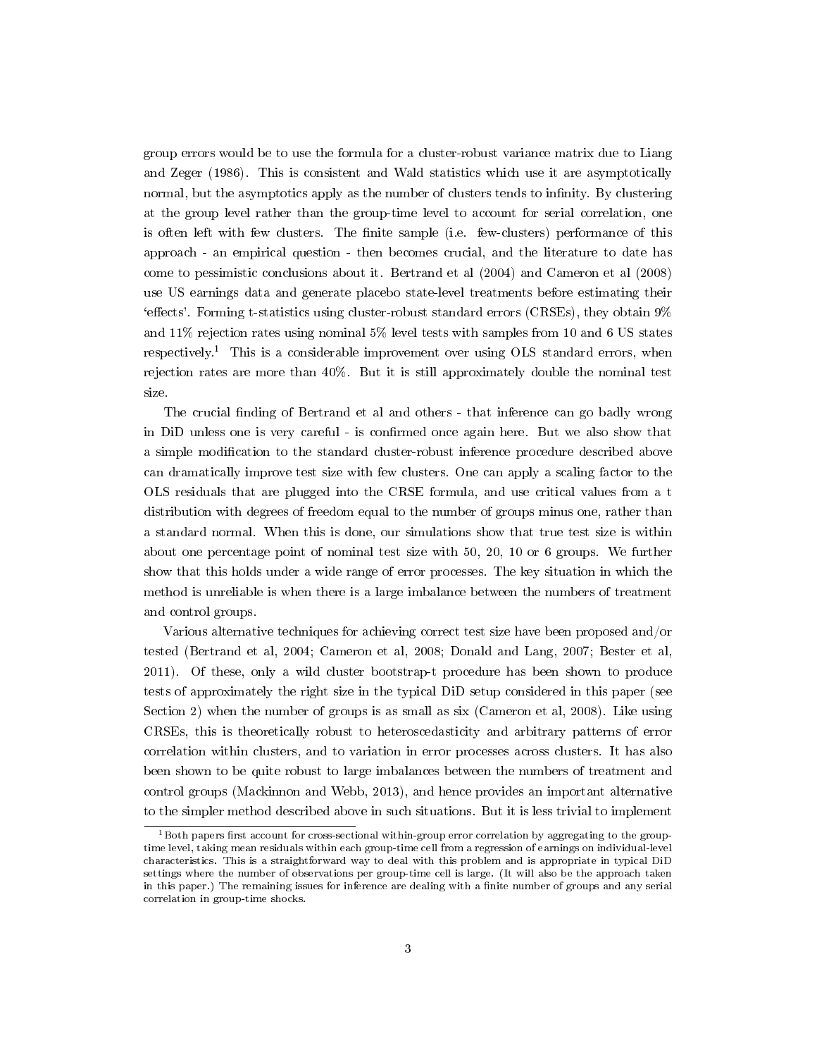group errors would be to use the formula for a cluster-robust variance matrix due to Liang and Zeger (1986). This is consistent and Wald statistics which use it are asymptotically normal, but the asymptotics apply as the number of clusters tends to infinity. By clustering at the group level rather than the group-time level to account for serial correlation, one is often left with few clusters. The finite sample (i.e. few-clusters) performance of this approach - an empirical question - then becomes crucial, and the literature to date has come to pessimistic conclusions about it. Bertrand et al (2004) and Cameron et al (2008) use US earnings data and generate placebo state-level treatments before estimating their 'effects'. Forming t-statistics using cluster-robust standard errors (CRSEs), they obtain 9% and 11% rejection rates using nominal 5% level tests with samples from 10 and 6 US states respectively.[1] This is a considerable improvement over using OLS standard errors, when rejection rates are more than 40%. But it is still approximately double the nominal test size.

The crucial finding of Bertrand et al and others - that inference can go badly wrong in DiD unless one is very careful - is confirmed once again here. But we also show that a simple modification to the standard cluster-robust inference procedure described above can dramatically improve test size with few clusters. One can apply a scaling factor to the OLS residuals that are plugged into the CRSE formula, and use critical values from a t distribution with degrees of freedom equal to the number of groups minus one, rather than a standard normal. When this is done, our simulations show that true test size is within about one percentage point of nominal test size with 50, 20, 10 or 6 groups. We further show that this holds under a wide range of error processes. The key situation in which the method is unreliable is when there is a large imbalance between the numbers of treatment and control groups.

Various alternative techniques for achieving correct test size have been proposed and/or tested (Bertrand et al, 2004; Cameron et al, 2008; Donald and Lang, 2007; Bester et al, 2011). Of these, only a wild cluster bootstrap-t procedure has been shown to produce tests of approximately the right size in the typical DiD setup considered in this paper (see Section 2) when the number of groups is as small as six (Cameron et al, 2008). Like using CRSEs, this is theoretically robust to heteroscedasticity and arbitrary patterns of error correlation within clusters, and to variation in error processes across clusters. It has also been shown to be quite robust to large imbalances between the numbers of treatment and control groups (Mackinnon and Webb, 2013), and hence provides an important alternative to the simpler method described above in such situations. But it is less trivial to implement

[1] Both papers first account for cross-sectional within-group error correlation by aggregating to the group-time level, taking mean residuals within each group-time cell from a regression of earnings on individual-level characteristics. This is a straightforward way to deal with this problem and is appropriate in typical DiD settings where the number of observations per group-time cell is large. (It will also be the approach taken in this paper.) The remaining issues for inference are dealing with a finite number of groups and any serial correlation in group-time shocks.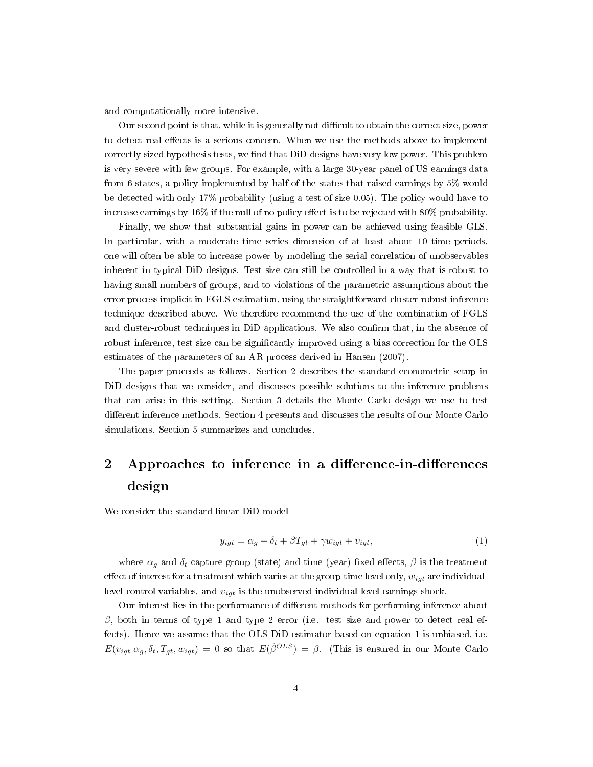and computationally more intensive.

Our second point is that, while it is generally not difficult to obtain the correct size, power to detect real effects is a serious concern. When we use the methods above to implement correctly sized hypothesis tests, we find that DiD designs have very low power. This problem is very severe with few groups. For example, with a large 30-year panel of US earnings data from 6 states, a policy implemented by half of the states that raised earnings by 5% would be detected with only 17% probability (using a test of size 0.05). The policy would have to increase earnings by 16% if the null of no policy effect is to be rejected with 80% probability.

Finally, we show that substantial gains in power can be achieved using feasible GLS. In particular, with a moderate time series dimension of at least about 10 time periods, one will often be able to increase power by modeling the serial correlation of unobservables inherent in typical DiD designs. Test size can still be controlled in a way that is robust to having small numbers of groups, and to violations of the parametric assumptions about the error process implicit in FGLS estimation, using the straightforward cluster-robust inference technique described above. We therefore recommend the use of the combination of FGLS and cluster-robust techniques in DiD applications. We also confirm that, in the absence of robust inference, test size can be significantly improved using a bias correction for the OLS estimates of the parameters of an AR process derived in Hansen (2007).

The paper proceeds as follows. Section 2 describes the standard econometric setup in DiD designs that we consider, and discusses possible solutions to the inference problems that can arise in this setting. Section 3 details the Monte Carlo design we use to test different inference methods. Section 4 presents and discusses the results of our Monte Carlo simulations. Section 5 summarizes and concludes.

## 2 Approaches to inference in a difference-in-differences design

We consider the standard linear DiD model

$$y_{igt} = \alpha_g + \delta_t + \beta T_{gt} + \gamma w_{igt} + \upsilon_{igt}, \tag{1}$$

where $\alpha_g$ and $\delta_t$ capture group (state) and time (year) fixed effects, $\beta$ is the treatment effect of interest for a treatment which varies at the group-time level only, $w_{igt}$ are individual-level control variables, and $\upsilon_{igt}$ is the unobserved individual-level earnings shock.

Our interest lies in the performance of different methods for performing inference about $\beta$, both in terms of type 1 and type 2 error (i.e. test size and power to detect real effects). Hence we assume that the OLS DiD estimator based on equation 1 is unbiased, i.e. $E(\upsilon_{igt}|\alpha_g, \delta_t, T_{gt}, w_{igt}) = 0$ so that $E(\hat{\beta}^{OLS}) = \beta$. (This is ensured in our Monte Carlo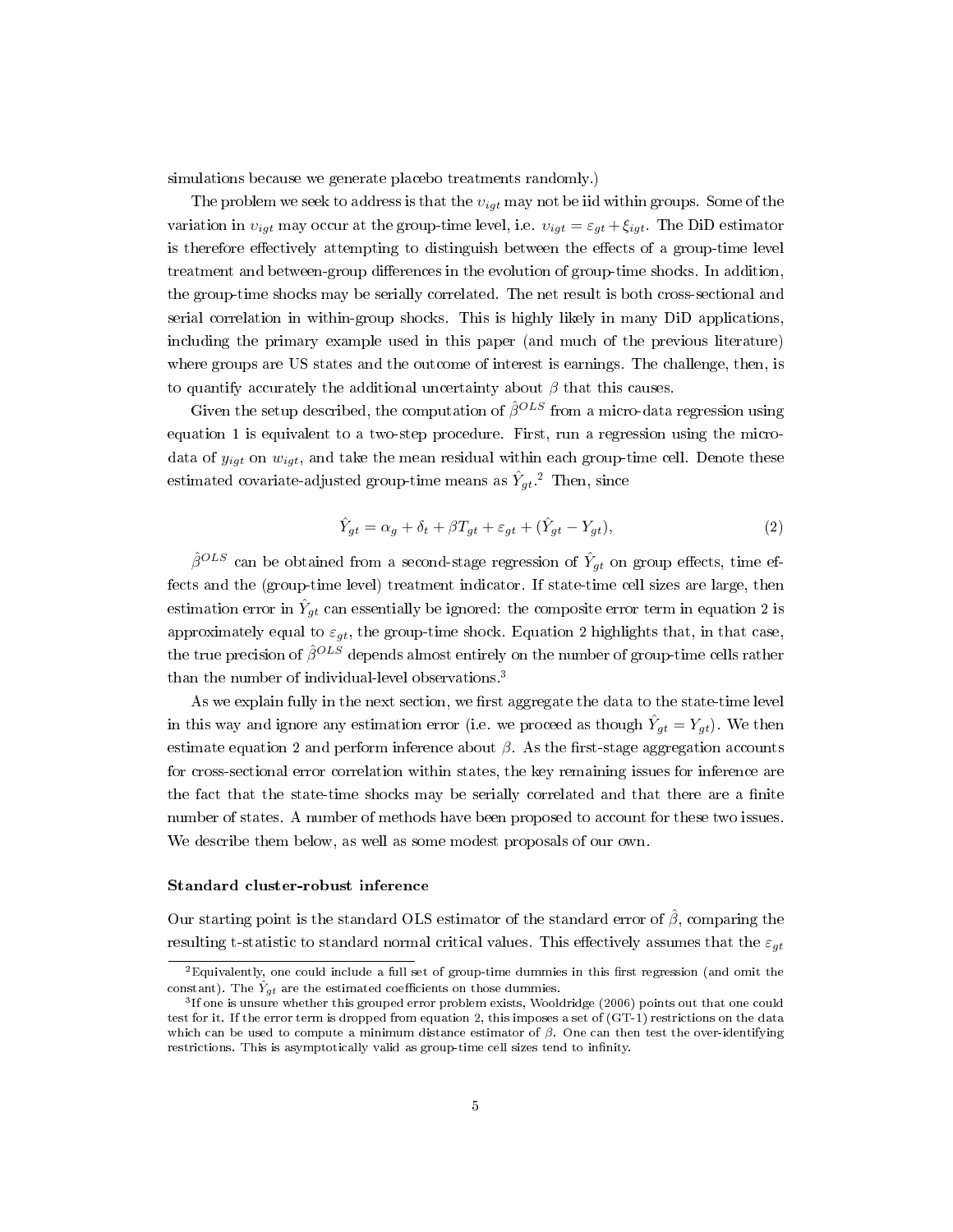simulations because we generate placebo treatments randomly.)

The problem we seek to address is that the $\upsilon_{igt}$ may not be iid within groups. Some of the variation in $\upsilon_{igt}$ may occur at the group-time level, i.e. $\upsilon_{igt} = \varepsilon_{gt} + \xi_{igt}$. The DiD estimator is therefore effectively attempting to distinguish between the effects of a group-time level treatment and between-group differences in the evolution of group-time shocks. In addition, the group-time shocks may be serially correlated. The net result is both cross-sectional and serial correlation in within-group shocks. This is highly likely in many DiD applications, including the primary example used in this paper (and much of the previous literature) where groups are US states and the outcome of interest is earnings. The challenge, then, is to quantify accurately the additional uncertainty about $\beta$ that this causes.

Given the setup described, the computation of $\hat{\beta}^{OLS}$ from a micro-data regression using equation 1 is equivalent to a two-step procedure. First, run a regression using the micro-data of $y_{igt}$ on $w_{igt}$, and take the mean residual within each group-time cell. Denote these estimated covariate-adjusted group-time means as $\hat{Y}_{gt}$.[2] Then, since

$$\hat{Y}_{gt} = \alpha_g + \delta_t + \beta T_{gt} + \varepsilon_{gt} + (\hat{Y}_{gt} - Y_{gt}), \tag{2}$$

$\hat{\beta}^{OLS}$ can be obtained from a second-stage regression of $\hat{Y}_{gt}$ on group effects, time effects and the (group-time level) treatment indicator. If state-time cell sizes are large, then estimation error in $\hat{Y}_{gt}$ can essentially be ignored: the composite error term in equation 2 is approximately equal to $\varepsilon_{gt}$, the group-time shock. Equation 2 highlights that, in that case, the true precision of $\hat{\beta}^{OLS}$ depends almost entirely on the number of group-time cells rather than the number of individual-level observations.[3]

As we explain fully in the next section, we first aggregate the data to the state-time level in this way and ignore any estimation error (i.e. we proceed as though $\hat{Y}_{gt} = Y_{gt}$). We then estimate equation 2 and perform inference about $\beta$. As the first-stage aggregation accounts for cross-sectional error correlation within states, the key remaining issues for inference are the fact that the state-time shocks may be serially correlated and that there are a finite number of states. A number of methods have been proposed to account for these two issues. We describe them below, as well as some modest proposals of our own.

### Standard cluster-robust inference

Our starting point is the standard OLS estimator of the standard error of $\hat{\beta}$, comparing the resulting t-statistic to standard normal critical values. This effectively assumes that the $\varepsilon_{gt}$

[2] Equivalently, one could include a full set of group-time dummies in this first regression (and omit the constant). The $\hat{Y}_{gt}$ are the estimated coefficients on those dummies.

[3] If one is unsure whether this grouped error problem exists, Wooldridge (2006) points out that one could test for it. If the error term is dropped from equation 2, this imposes a set of (GT-1) restrictions on the data which can be used to compute a minimum distance estimator of $\beta$. One can then test the over-identifying restrictions. This is asymptotically valid as group-time cell sizes tend to infinity.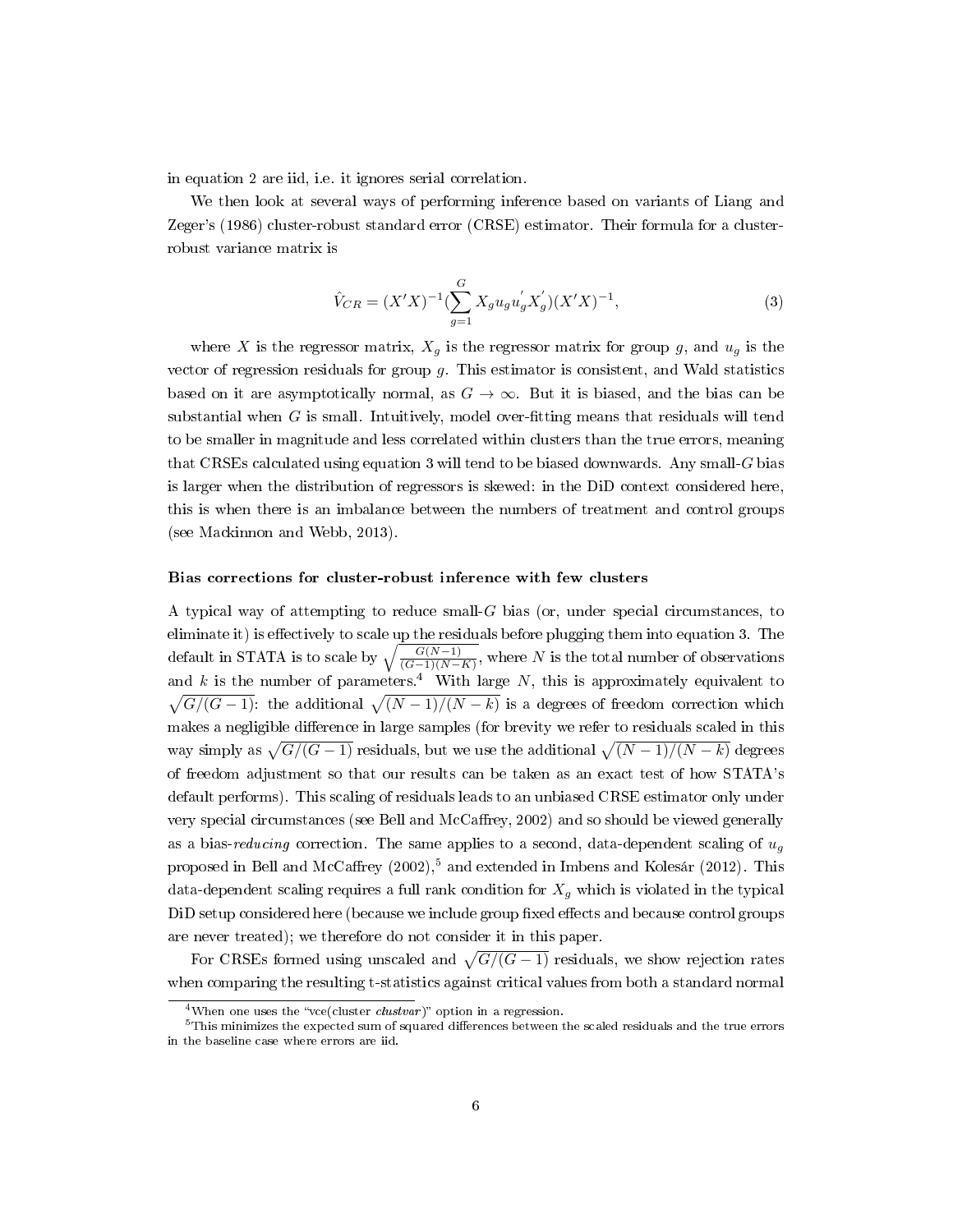in equation 2 are iid, i.e. it ignores serial correlation.

We then look at several ways of performing inference based on variants of Liang and Zeger's (1986) cluster-robust standard error (CRSE) estimator. Their formula for a cluster-robust variance matrix is

$$\hat{V}_{CR} = (X'X)^{-1}(\sum_{g=1}^{G} X_g u_g u_g^{'} X_g^{'})(X'X)^{-1}, \tag{3}$$

where $X$ is the regressor matrix, $X_g$ is the regressor matrix for group $g$, and $u_g$ is the vector of regression residuals for group $g$. This estimator is consistent, and Wald statistics based on it are asymptotically normal, as $G \to \infty$. But it is biased, and the bias can be substantial when $G$ is small. Intuitively, model over-fitting means that residuals will tend to be smaller in magnitude and less correlated within clusters than the true errors, meaning that CRSEs calculated using equation 3 will tend to be biased downwards. Any small-$G$ bias is larger when the distribution of regressors is skewed: in the DiD context considered here, this is when there is an imbalance between the numbers of treatment and control groups (see Mackinnon and Webb, 2013).

**Bias corrections for cluster-robust inference with few clusters**

A typical way of attempting to reduce small-$G$ bias (or, under special circumstances, to eliminate it) is effectively to scale up the residuals before plugging them into equation 3. The default in STATA is to scale by $\sqrt{\frac{G(N-1)}{(G-1)(N-K)}}$, where $N$ is the total number of observations and $k$ is the number of parameters.[4] With large $N$, this is approximately equivalent to $\sqrt{G/(G-1)}$: the additional $\sqrt{(N-1)/(N-k)}$ is a degrees of freedom correction which makes a negligible difference in large samples (for brevity we refer to residuals scaled in this way simply as $\sqrt{G/(G-1)}$ residuals, but we use the additional $\sqrt{(N-1)/(N-k)}$ degrees of freedom adjustment so that our results can be taken as an exact test of how STATA's default performs). This scaling of residuals leads to an unbiased CRSE estimator only under very special circumstances (see Bell and McCaffrey, 2002) and so should be viewed generally as a bias-*reducing* correction. The same applies to a second, data-dependent scaling of $u_g$ proposed in Bell and McCaffrey (2002),[5] and extended in Imbens and Kolesár (2012). This data-dependent scaling requires a full rank condition for $X_g$ which is violated in the typical DiD setup considered here (because we include group fixed effects and because control groups are never treated); we therefore do not consider it in this paper.

For CRSEs formed using unscaled and $\sqrt{G/(G-1)}$ residuals, we show rejection rates when comparing the resulting t-statistics against critical values from both a standard normal

[4] When one uses the "vce(cluster *clustvar*)" option in a regression.

[5] This minimizes the expected sum of squared differences between the scaled residuals and the true errors in the baseline case where errors are iid.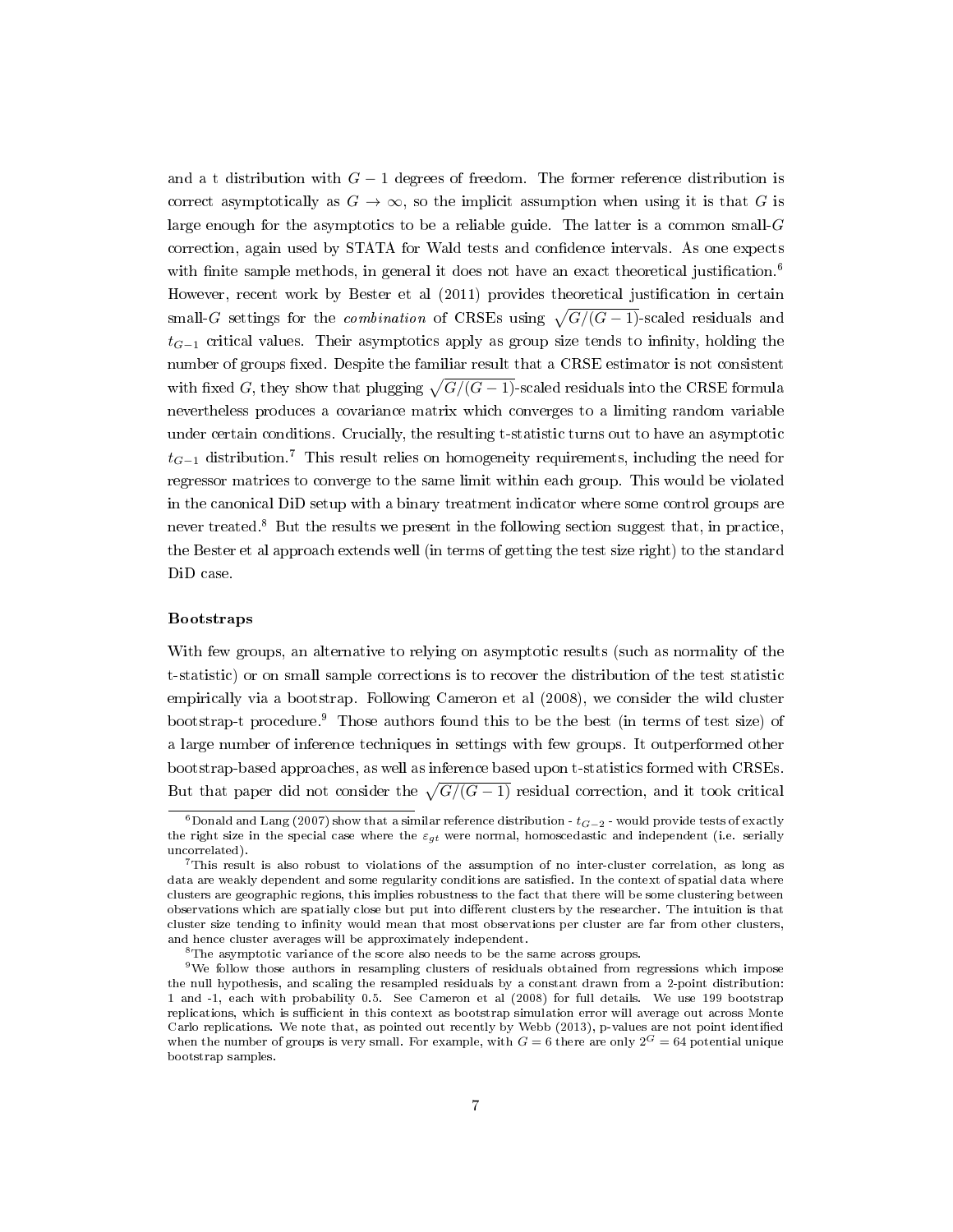and a t distribution with $G-1$ degrees of freedom. The former reference distribution is correct asymptotically as $G \to \infty$, so the implicit assumption when using it is that $G$ is large enough for the asymptotics to be a reliable guide. The latter is a common small-$G$ correction, again used by STATA for Wald tests and confidence intervals. As one expects with finite sample methods, in general it does not have an exact theoretical justification.[6] However, recent work by Bester et al (2011) provides theoretical justification in certain small-$G$ settings for the *combination* of CRSEs using $\sqrt{G/(G-1)}$-scaled residuals and $t_{G-1}$ critical values. Their asymptotics apply as group size tends to infinity, holding the number of groups fixed. Despite the familiar result that a CRSE estimator is not consistent with fixed $G$, they show that plugging $\sqrt{G/(G-1)}$-scaled residuals into the CRSE formula nevertheless produces a covariance matrix which converges to a limiting random variable under certain conditions. Crucially, the resulting t-statistic turns out to have an asymptotic $t_{G-1}$ distribution.[7] This result relies on homogeneity requirements, including the need for regressor matrices to converge to the same limit within each group. This would be violated in the canonical DiD setup with a binary treatment indicator where some control groups are never treated.[8] But the results we present in the following section suggest that, in practice, the Bester et al approach extends well (in terms of getting the test size right) to the standard DiD case.

**Bootstraps**

With few groups, an alternative to relying on asymptotic results (such as normality of the t-statistic) or on small sample corrections is to recover the distribution of the test statistic empirically via a bootstrap. Following Cameron et al (2008), we consider the wild cluster bootstrap-t procedure.[9] Those authors found this to be the best (in terms of test size) of a large number of inference techniques in settings with few groups. It outperformed other bootstrap-based approaches, as well as inference based upon t-statistics formed with CRSEs. But that paper did not consider the $\sqrt{G/(G-1)}$ residual correction, and it took critical

---

[6] Donald and Lang (2007) show that a similar reference distribution - $t_{G-2}$ - would provide tests of exactly the right size in the special case where the $\varepsilon_{gt}$ were normal, homoscedastic and independent (i.e. serially uncorrelated).

[7] This result is also robust to violations of the assumption of no inter-cluster correlation, as long as data are weakly dependent and some regularity conditions are satisfied. In the context of spatial data where clusters are geographic regions, this implies robustness to the fact that there will be some clustering between observations which are spatially close but put into different clusters by the researcher. The intuition is that cluster size tending to infinity would mean that most observations per cluster are far from other clusters, and hence cluster averages will be approximately independent.

[8] The asymptotic variance of the score also needs to be the same across groups.

[9] We follow those authors in resampling clusters of residuals obtained from regressions which impose the null hypothesis, and scaling the resampled residuals by a constant drawn from a 2-point distribution: 1 and -1, each with probability 0.5. See Cameron et al (2008) for full details. We use 199 bootstrap replications, which is sufficient in this context as bootstrap simulation error will average out across Monte Carlo replications. We note that, as pointed out recently by Webb (2013), p-values are not point identified when the number of groups is very small. For example, with $G = 6$ there are only $2^G = 64$ potential unique bootstrap samples.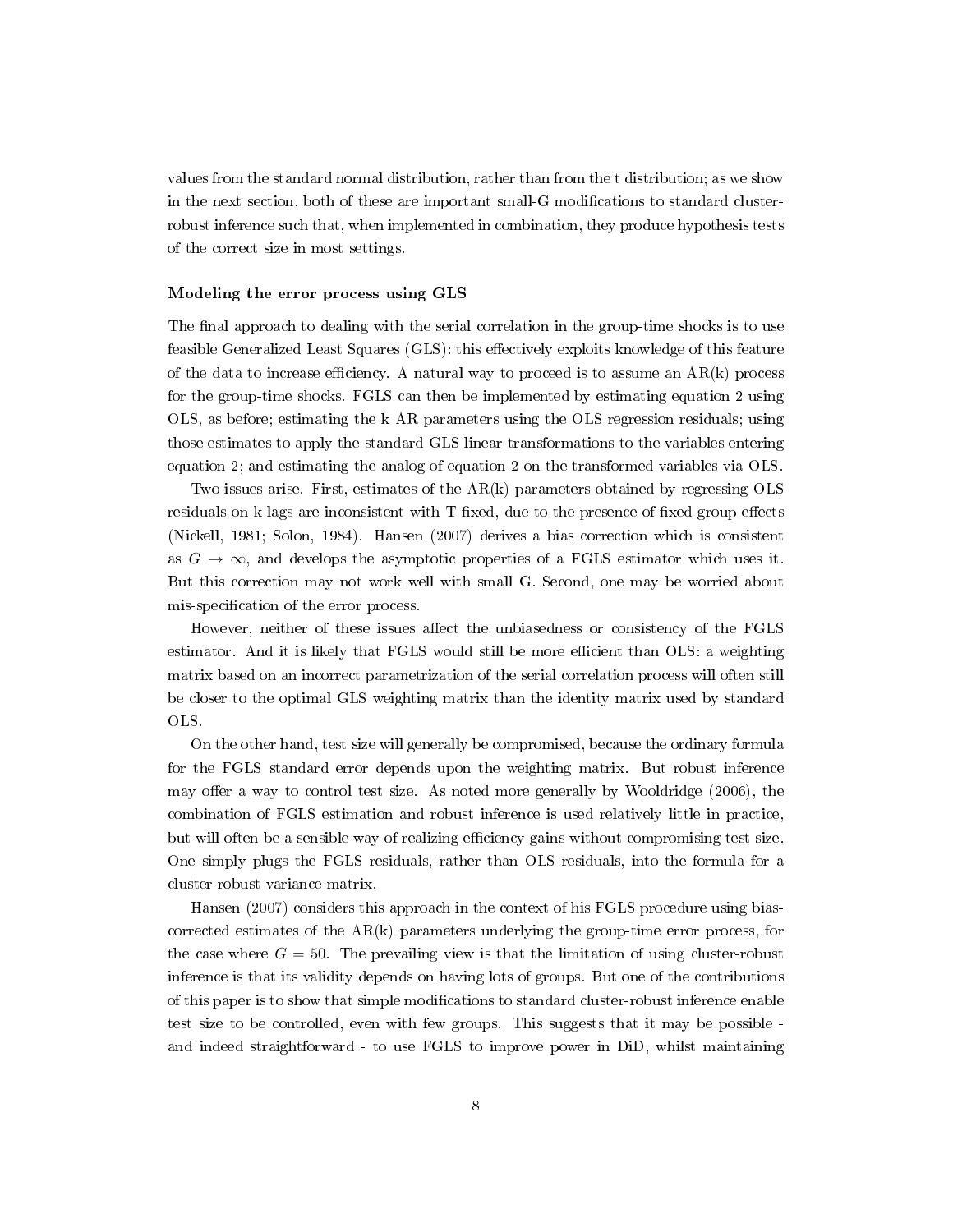values from the standard normal distribution, rather than from the t distribution; as we show in the next section, both of these are important small-G modifications to standard cluster-robust inference such that, when implemented in combination, they produce hypothesis tests of the correct size in most settings.

#### Modeling the error process using GLS

The final approach to dealing with the serial correlation in the group-time shocks is to use feasible Generalized Least Squares (GLS): this effectively exploits knowledge of this feature of the data to increase efficiency. A natural way to proceed is to assume an AR(k) process for the group-time shocks. FGLS can then be implemented by estimating equation 2 using OLS, as before; estimating the k AR parameters using the OLS regression residuals; using those estimates to apply the standard GLS linear transformations to the variables entering equation 2; and estimating the analog of equation 2 on the transformed variables via OLS.

Two issues arise. First, estimates of the AR(k) parameters obtained by regressing OLS residuals on k lags are inconsistent with T fixed, due to the presence of fixed group effects (Nickell, 1981; Solon, 1984). Hansen (2007) derives a bias correction which is consistent as $G \to \infty$, and develops the asymptotic properties of a FGLS estimator which uses it. But this correction may not work well with small G. Second, one may be worried about mis-specification of the error process.

However, neither of these issues affect the unbiasedness or consistency of the FGLS estimator. And it is likely that FGLS would still be more efficient than OLS: a weighting matrix based on an incorrect parametrization of the serial correlation process will often still be closer to the optimal GLS weighting matrix than the identity matrix used by standard OLS.

On the other hand, test size will generally be compromised, because the ordinary formula for the FGLS standard error depends upon the weighting matrix. But robust inference may offer a way to control test size. As noted more generally by Wooldridge (2006), the combination of FGLS estimation and robust inference is used relatively little in practice, but will often be a sensible way of realizing efficiency gains without compromising test size. One simply plugs the FGLS residuals, rather than OLS residuals, into the formula for a cluster-robust variance matrix.

Hansen (2007) considers this approach in the context of his FGLS procedure using bias-corrected estimates of the AR(k) parameters underlying the group-time error process, for the case where $G = 50$. The prevailing view is that the limitation of using cluster-robust inference is that its validity depends on having lots of groups. But one of the contributions of this paper is to show that simple modifications to standard cluster-robust inference enable test size to be controlled, even with few groups. This suggests that it may be possible - and indeed straightforward - to use FGLS to improve power in DiD, whilst maintaining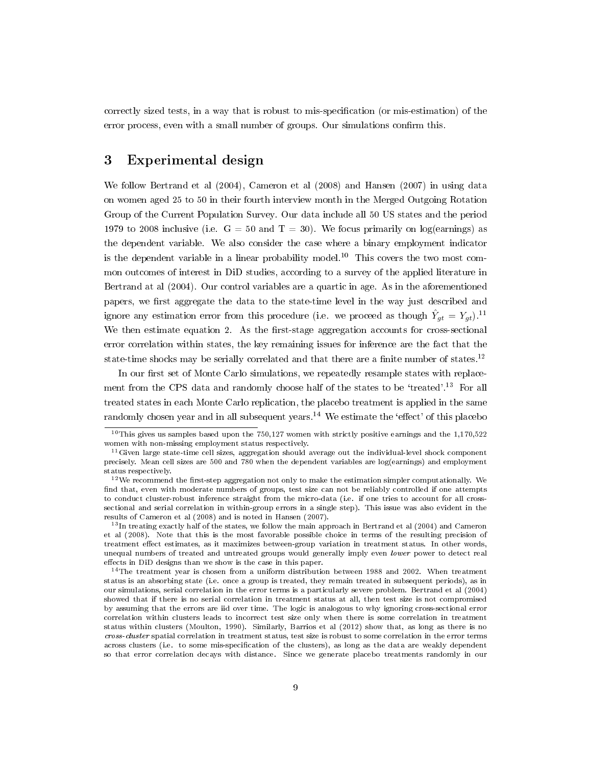correctly sized tests, in a way that is robust to mis-specification (or mis-estimation) of the error process, even with a small number of groups. Our simulations confirm this.

# 3 Experimental design

We follow Bertrand et al (2004), Cameron et al (2008) and Hansen (2007) in using data on women aged 25 to 50 in their fourth interview month in the Merged Outgoing Rotation Group of the Current Population Survey. Our data include all 50 US states and the period 1979 to 2008 inclusive (i.e. G = 50 and T = 30). We focus primarily on log(earnings) as the dependent variable. We also consider the case where a binary employment indicator is the dependent variable in a linear probability model.[10] This covers the two most common outcomes of interest in DiD studies, according to a survey of the applied literature in Bertrand at al (2004). Our control variables are a quartic in age. As in the aforementioned papers, we first aggregate the data to the state-time level in the way just described and ignore any estimation error from this procedure (i.e. we proceed as though $\hat{Y}_{gt} = Y_{gt}$).[11] We then estimate equation 2. As the first-stage aggregation accounts for cross-sectional error correlation within states, the key remaining issues for inference are the fact that the state-time shocks may be serially correlated and that there are a finite number of states.[12]

In our first set of Monte Carlo simulations, we repeatedly resample states with replacement from the CPS data and randomly choose half of the states to be 'treated'.[13] For all treated states in each Monte Carlo replication, the placebo treatment is applied in the same randomly chosen year and in all subsequent years.[14] We estimate the 'effect' of this placebo

[10] This gives us samples based upon the 750,127 women with strictly positive earnings and the 1,170,522 women with non-missing employment status respectively.

[11] Given large state-time cell sizes, aggregation should average out the individual-level shock component precisely. Mean cell sizes are 500 and 780 when the dependent variables are log(earnings) and employment status respectively.

[12] We recommend the first-step aggregation not only to make the estimation simpler computationally. We find that, even with moderate numbers of groups, test size can not be reliably controlled if one attempts to conduct cluster-robust inference straight from the micro-data (i.e. if one tries to account for all cross-sectional and serial correlation in within-group errors in a single step). This issue was also evident in the results of Cameron et al (2008) and is noted in Hansen (2007).

[13] In treating exactly half of the states, we follow the main approach in Bertrand et al (2004) and Cameron et al (2008). Note that this is the most favorable possible choice in terms of the resulting precision of treatment effect estimates, as it maximizes between-group variation in treatment status. In other words, unequal numbers of treated and untreated groups would generally imply even ***lower*** power to detect real effects in DiD designs than we show is the case in this paper.

[14] The treatment year is chosen from a uniform distribution between 1988 and 2002. When treatment status is an absorbing state (i.e. once a group is treated, they remain treated in subsequent periods), as in our simulations, serial correlation in the error terms is a particularly severe problem. Bertrand et al (2004) showed that if there is no serial correlation in treatment status at all, then test size is not compromised by assuming that the errors are iid over time. The logic is analogous to why ignoring cross-sectional error correlation within clusters leads to incorrect test size only when there is some correlation in treatment status within clusters (Moulton, 1990). Similarly, Barrios et al (2012) show that, as long as there is no *cross-cluster* spatial correlation in treatment status, test size is robust to some correlation in the error terms across clusters (i.e. to some mis-specification of the clusters), as long as the data are weakly dependent so that error correlation decays with distance. Since we generate placebo treatments randomly in our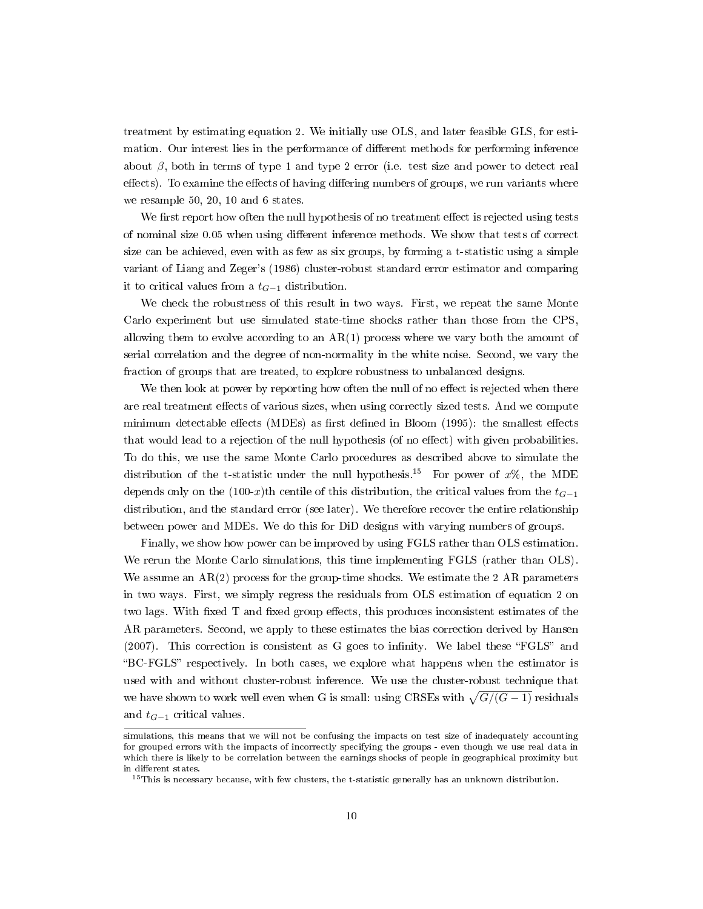treatment by estimating equation 2. We initially use OLS, and later feasible GLS, for estimation. Our interest lies in the performance of different methods for performing inference about $\beta$, both in terms of type 1 and type 2 error (i.e. test size and power to detect real effects). To examine the effects of having differing numbers of groups, we run variants where we resample 50, 20, 10 and 6 states.

We first report how often the null hypothesis of no treatment effect is rejected using tests of nominal size 0.05 when using different inference methods. We show that tests of correct size can be achieved, even with as few as six groups, by forming a t-statistic using a simple variant of Liang and Zeger's (1986) cluster-robust standard error estimator and comparing it to critical values from a $t_{G-1}$ distribution.

We check the robustness of this result in two ways. First, we repeat the same Monte Carlo experiment but use simulated state-time shocks rather than those from the CPS, allowing them to evolve according to an AR(1) process where we vary both the amount of serial correlation and the degree of non-normality in the white noise. Second, we vary the fraction of groups that are treated, to explore robustness to unbalanced designs.

We then look at power by reporting how often the null of no effect is rejected when there are real treatment effects of various sizes, when using correctly sized tests. And we compute minimum detectable effects (MDEs) as first defined in Bloom (1995): the smallest effects that would lead to a rejection of the null hypothesis (of no effect) with given probabilities. To do this, we use the same Monte Carlo procedures as described above to simulate the distribution of the t-statistic under the null hypothesis.[15] For power of $x\%$, the MDE depends only on the (100-$x$)th centile of this distribution, the critical values from the $t_{G-1}$ distribution, and the standard error (see later). We therefore recover the entire relationship between power and MDEs. We do this for DiD designs with varying numbers of groups.

Finally, we show how power can be improved by using FGLS rather than OLS estimation. We rerun the Monte Carlo simulations, this time implementing FGLS (rather than OLS). We assume an AR(2) process for the group-time shocks. We estimate the 2 AR parameters in two ways. First, we simply regress the residuals from OLS estimation of equation 2 on two lags. With fixed T and fixed group effects, this produces inconsistent estimates of the AR parameters. Second, we apply to these estimates the bias correction derived by Hansen (2007). This correction is consistent as G goes to infinity. We label these "FGLS" and "BC-FGLS" respectively. In both cases, we explore what happens when the estimator is used with and without cluster-robust inference. We use the cluster-robust technique that we have shown to work well even when G is small: using CRSEs with $\sqrt{G/(G-1)}$ residuals and $t_{G-1}$ critical values.

---

simulations, this means that we will not be confusing the impacts on test size of inadequately accounting for grouped errors with the impacts of incorrectly specifying the groups - even though we use real data in which there is likely to be correlation between the earnings shocks of people in geographical proximity but in different states.

[15] This is necessary because, with few clusters, the t-statistic generally has an unknown distribution.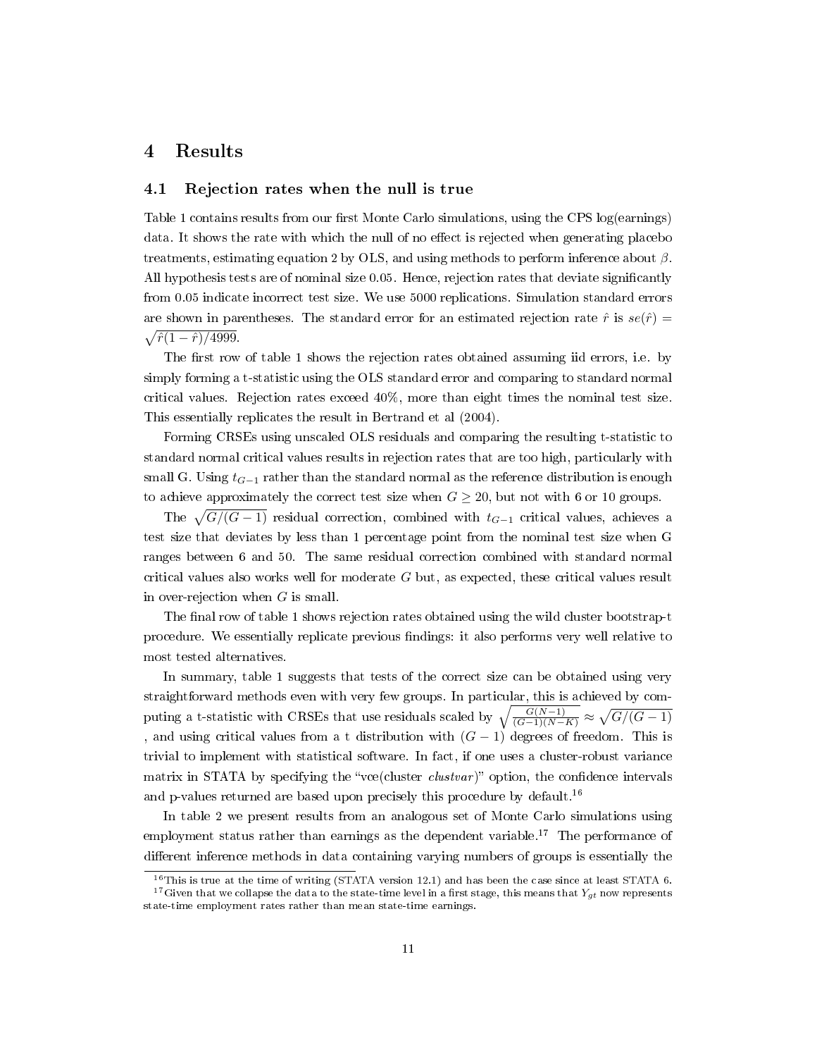# 4 Results

## 4.1 Rejection rates when the null is true

Table 1 contains results from our first Monte Carlo simulations, using the CPS log(earnings) data. It shows the rate with which the null of no effect is rejected when generating placebo treatments, estimating equation 2 by OLS, and using methods to perform inference about $\beta$. All hypothesis tests are of nominal size 0.05. Hence, rejection rates that deviate significantly from 0.05 indicate incorrect test size. We use 5000 replications. Simulation standard errors are shown in parentheses. The standard error for an estimated rejection rate $\hat{r}$ is $se(\hat{r}) = \sqrt{\hat{r}(1-\hat{r})/4999}$.

The first row of table 1 shows the rejection rates obtained assuming iid errors, i.e. by simply forming a t-statistic using the OLS standard error and comparing to standard normal critical values. Rejection rates exceed 40%, more than eight times the nominal test size. This essentially replicates the result in Bertrand et al (2004).

Forming CRSEs using unscaled OLS residuals and comparing the resulting t-statistic to standard normal critical values results in rejection rates that are too high, particularly with small G. Using $t_{G-1}$ rather than the standard normal as the reference distribution is enough to achieve approximately the correct test size when $G \geq 20$, but not with 6 or 10 groups.

The $\sqrt{G/(G-1)}$ residual correction, combined with $t_{G-1}$ critical values, achieves a test size that deviates by less than 1 percentage point from the nominal test size when G ranges between 6 and 50. The same residual correction combined with standard normal critical values also works well for moderate $G$ but, as expected, these critical values result in over-rejection when $G$ is small.

The final row of table 1 shows rejection rates obtained using the wild cluster bootstrap-t procedure. We essentially replicate previous findings: it also performs very well relative to most tested alternatives.

In summary, table 1 suggests that tests of the correct size can be obtained using very straightforward methods even with very few groups. In particular, this is achieved by computing a t-statistic with CRSEs that use residuals scaled by $\sqrt{\frac{G(N-1)}{(G-1)(N-K)}} \approx \sqrt{G/(G-1)}$ , and using critical values from a t distribution with $(G-1)$ degrees of freedom. This is trivial to implement with statistical software. In fact, if one uses a cluster-robust variance matrix in STATA by specifying the "vce(cluster *clustvar*)" option, the confidence intervals and p-values returned are based upon precisely this procedure by default.[16]

In table 2 we present results from an analogous set of Monte Carlo simulations using employment status rather than earnings as the dependent variable.[17] The performance of different inference methods in data containing varying numbers of groups is essentially the

---

[16] This is true at the time of writing (STATA version 12.1) and has been the case since at least STATA 6.

[17] Given that we collapse the data to the state-time level in a first stage, this means that $Y_{gt}$ now represents state-time employment rates rather than mean state-time earnings.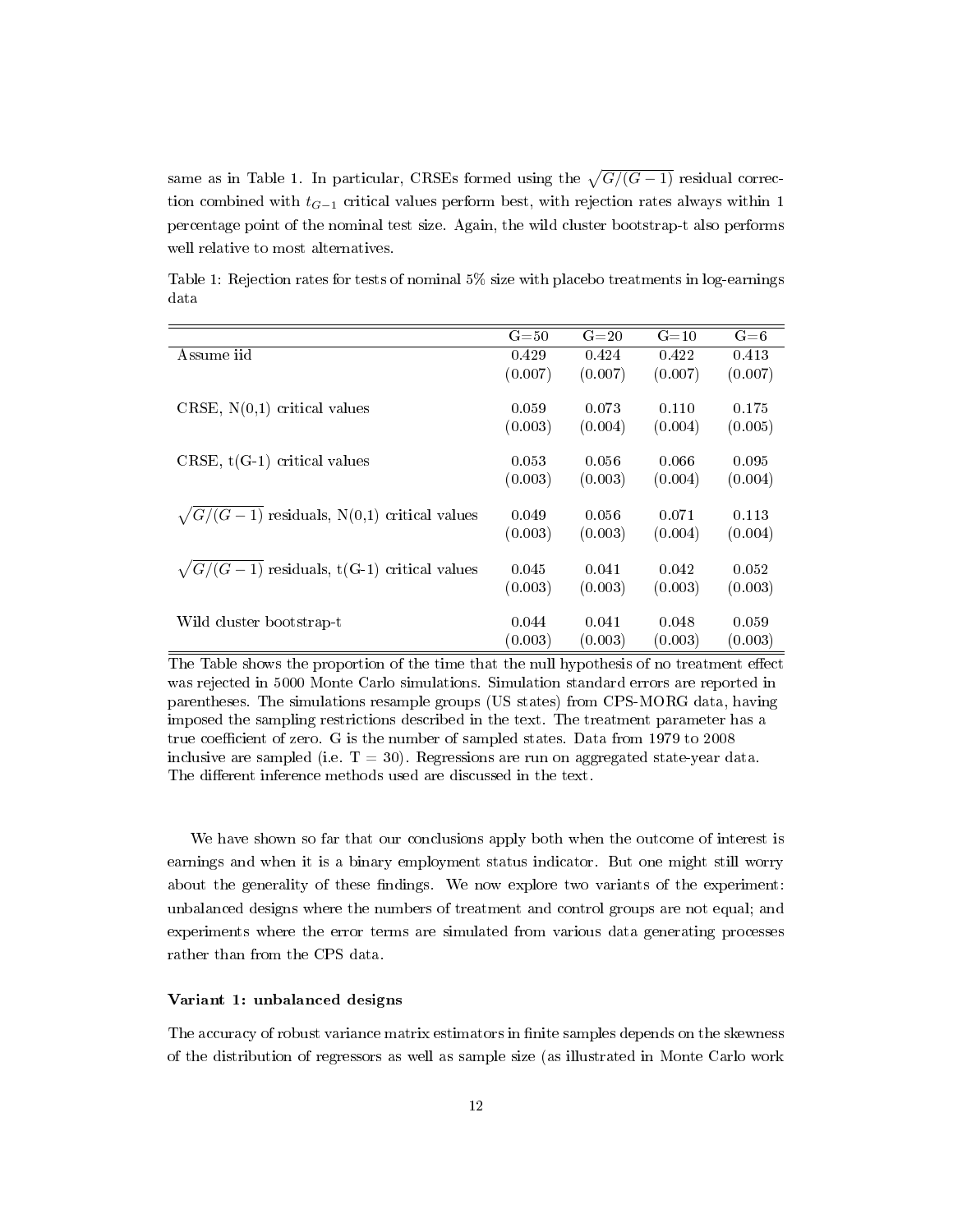same as in Table 1. In particular, CRSEs formed using the $\sqrt{G/(G-1)}$ residual correction combined with $t_{G-1}$ critical values perform best, with rejection rates always within 1 percentage point of the nominal test size. Again, the wild cluster bootstrap-t also performs well relative to most alternatives.

Table 1: Rejection rates for tests of nominal 5% size with placebo treatments in log-earnings data

| | G=50 | G=20 | G=10 | G=6 |
|---|---|---|---|---|
| Assume iid | 0.429 | 0.424 | 0.422 | 0.413 |
| | (0.007) | (0.007) | (0.007) | (0.007) |
| CRSE, N(0,1) critical values | 0.059 | 0.073 | 0.110 | 0.175 |
| | (0.003) | (0.004) | (0.004) | (0.005) |
| CRSE, t(G-1) critical values | 0.053 | 0.056 | 0.066 | 0.095 |
| | (0.003) | (0.003) | (0.004) | (0.004) |
| $\sqrt{G/(G-1)}$ residuals, N(0,1) critical values | 0.049 | 0.056 | 0.071 | 0.113 |
| | (0.003) | (0.003) | (0.004) | (0.004) |
| $\sqrt{G/(G-1)}$ residuals, t(G-1) critical values | 0.045 | 0.041 | 0.042 | 0.052 |
| | (0.003) | (0.003) | (0.003) | (0.003) |
| Wild cluster bootstrap-t | 0.044 | 0.041 | 0.048 | 0.059 |
| | (0.003) | (0.003) | (0.003) | (0.003) |

The Table shows the proportion of the time that the null hypothesis of no treatment effect was rejected in 5000 Monte Carlo simulations. Simulation standard errors are reported in parentheses. The simulations resample groups (US states) from CPS-MORG data, having imposed the sampling restrictions described in the text. The treatment parameter has a true coefficient of zero. G is the number of sampled states. Data from 1979 to 2008 inclusive are sampled (i.e. T = 30). Regressions are run on aggregated state-year data. The different inference methods used are discussed in the text.

We have shown so far that our conclusions apply both when the outcome of interest is earnings and when it is a binary employment status indicator. But one might still worry about the generality of these findings. We now explore two variants of the experiment: unbalanced designs where the numbers of treatment and control groups are not equal; and experiments where the error terms are simulated from various data generating processes rather than from the CPS data.

**Variant 1: unbalanced designs**

The accuracy of robust variance matrix estimators in finite samples depends on the skewness of the distribution of regressors as well as sample size (as illustrated in Monte Carlo work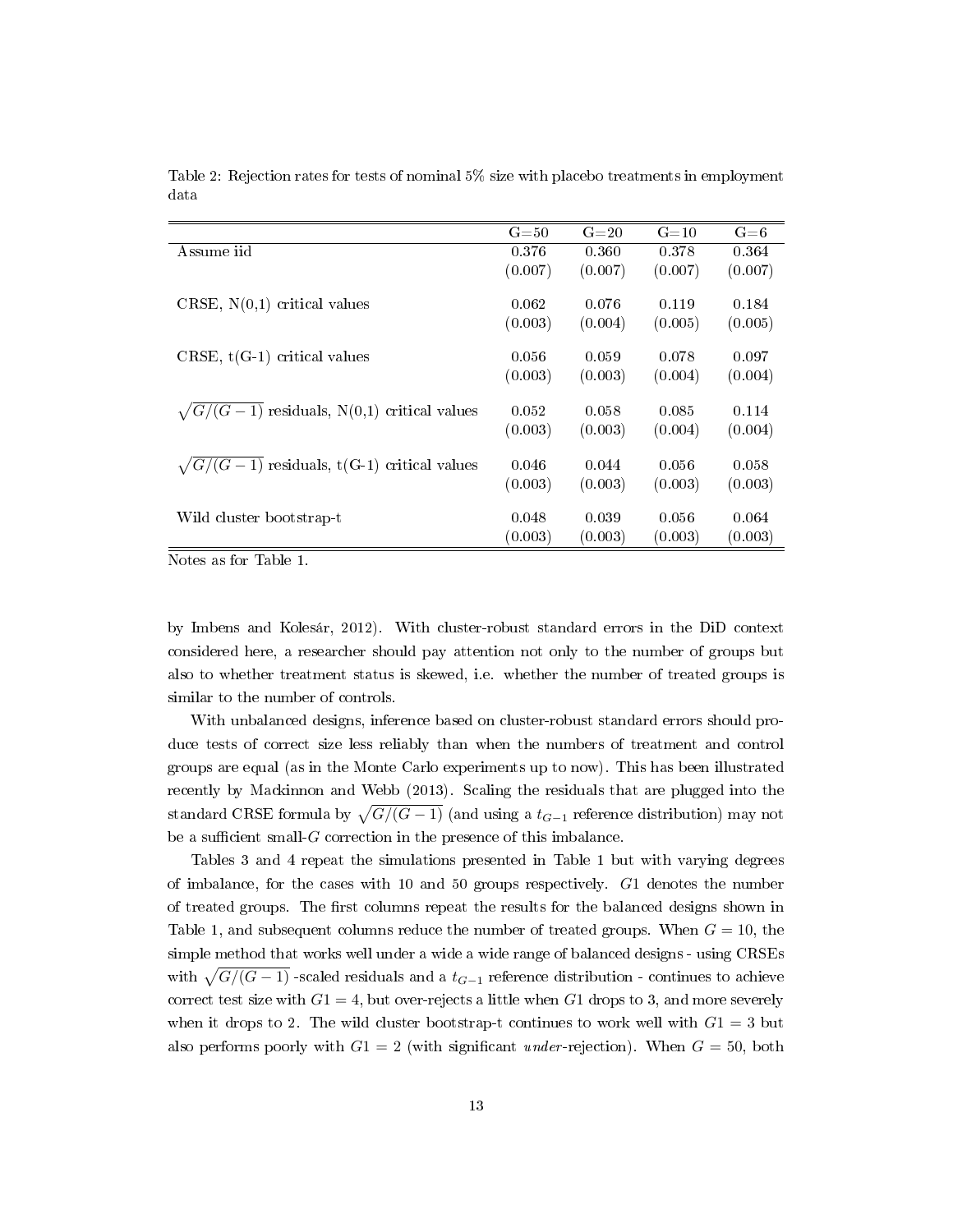Table 2: Rejection rates for tests of nominal 5% size with placebo treatments in employment data

| | G=50 | G=20 | G=10 | G=6 |
|---|---|---|---|---|
| Assume iid | 0.376 | 0.360 | 0.378 | 0.364 |
| | (0.007) | (0.007) | (0.007) | (0.007) |
| CRSE, N(0,1) critical values | 0.062 | 0.076 | 0.119 | 0.184 |
| | (0.003) | (0.004) | (0.005) | (0.005) |
| CRSE, t(G-1) critical values | 0.056 | 0.059 | 0.078 | 0.097 |
| | (0.003) | (0.003) | (0.004) | (0.004) |
| $\sqrt{G/(G-1)}$ residuals, N(0,1) critical values | 0.052 | 0.058 | 0.085 | 0.114 |
| | (0.003) | (0.003) | (0.004) | (0.004) |
| $\sqrt{G/(G-1)}$ residuals, t(G-1) critical values | 0.046 | 0.044 | 0.056 | 0.058 |
| | (0.003) | (0.003) | (0.003) | (0.003) |
| Wild cluster bootstrap-t | 0.048 | 0.039 | 0.056 | 0.064 |
| | (0.003) | (0.003) | (0.003) | (0.003) |

Notes as for Table 1.

by Imbens and Kolesár, 2012). With cluster-robust standard errors in the DiD context considered here, a researcher should pay attention not only to the number of groups but also to whether treatment status is skewed, i.e. whether the number of treated groups is similar to the number of controls.

With unbalanced designs, inference based on cluster-robust standard errors should produce tests of correct size less reliably than when the numbers of treatment and control groups are equal (as in the Monte Carlo experiments up to now). This has been illustrated recently by Mackinnon and Webb (2013). Scaling the residuals that are plugged into the standard CRSE formula by $\sqrt{G/(G-1)}$ (and using a $t_{G-1}$ reference distribution) may not be a sufficient small-$G$ correction in the presence of this imbalance.

Tables 3 and 4 repeat the simulations presented in Table 1 but with varying degrees of imbalance, for the cases with 10 and 50 groups respectively. $G1$ denotes the number of treated groups. The first columns repeat the results for the balanced designs shown in Table 1, and subsequent columns reduce the number of treated groups. When $G = 10$, the simple method that works well under a wide a wide range of balanced designs - using CRSEs with $\sqrt{G/(G-1)}$ -scaled residuals and a $t_{G-1}$ reference distribution - continues to achieve correct test size with $G1 = 4$, but over-rejects a little when $G1$ drops to 3, and more severely when it drops to 2. The wild cluster bootstrap-t continues to work well with $G1 = 3$ but also performs poorly with $G1 = 2$ (with significant *under*-rejection). When $G = 50$, both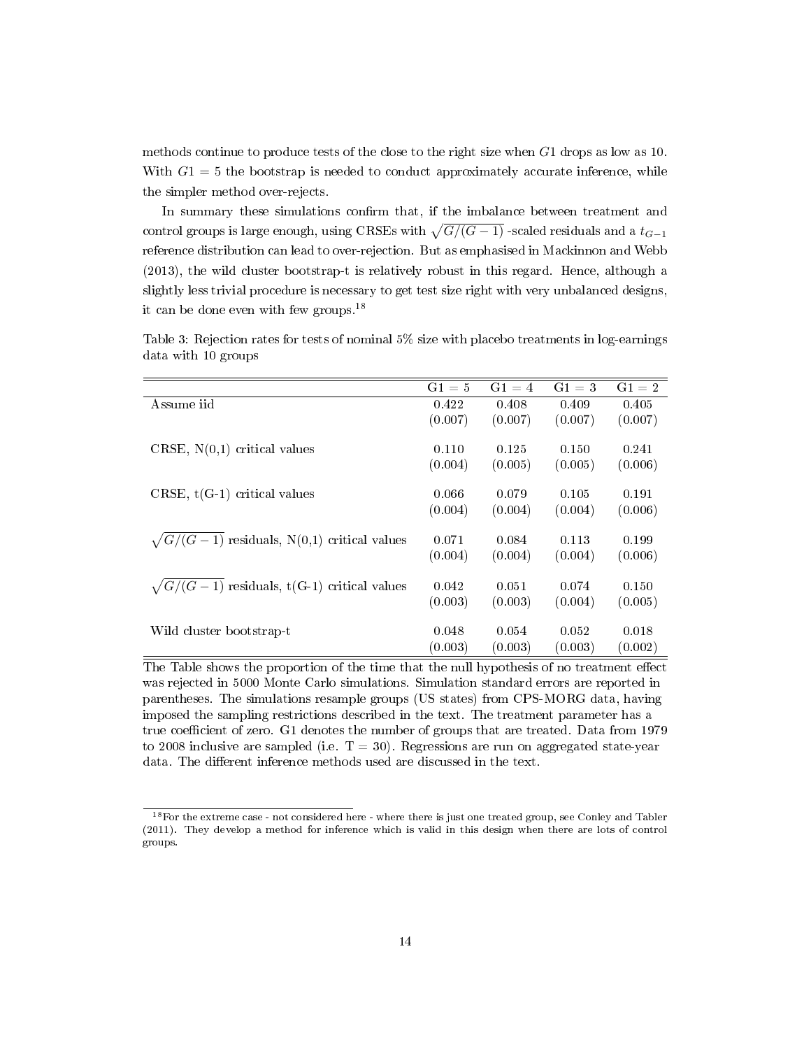methods continue to produce tests of the close to the right size when $G1$ drops as low as 10. With $G1 = 5$ the bootstrap is needed to conduct approximately accurate inference, while the simpler method over-rejects.

In summary these simulations confirm that, if the imbalance between treatment and control groups is large enough, using CRSEs with $\sqrt{G/(G-1)}$ -scaled residuals and a $t_{G-1}$ reference distribution can lead to over-rejection. But as emphasised in Mackinnon and Webb (2013), the wild cluster bootstrap-t is relatively robust in this regard. Hence, although a slightly less trivial procedure is necessary to get test size right with very unbalanced designs, it can be done even with few groups.[18]

Table 3: Rejection rates for tests of nominal 5% size with placebo treatments in log-earnings data with 10 groups

| | G1 = 5 | G1 = 4 | G1 = 3 | G1 = 2 |
|---|---|---|---|---|
| Assume iid | 0.422 | 0.408 | 0.409 | 0.405 |
| | (0.007) | (0.007) | (0.007) | (0.007) |
| CRSE, N(0,1) critical values | 0.110 | 0.125 | 0.150 | 0.241 |
| | (0.004) | (0.005) | (0.005) | (0.006) |
| CRSE, t(G-1) critical values | 0.066 | 0.079 | 0.105 | 0.191 |
| | (0.004) | (0.004) | (0.004) | (0.006) |
| $\sqrt{G/(G-1)}$ residuals, N(0,1) critical values | 0.071 | 0.084 | 0.113 | 0.199 |
| | (0.004) | (0.004) | (0.004) | (0.006) |
| $\sqrt{G/(G-1)}$ residuals, t(G-1) critical values | 0.042 | 0.051 | 0.074 | 0.150 |
| | (0.003) | (0.003) | (0.004) | (0.005) |
| Wild cluster bootstrap-t | 0.048 | 0.054 | 0.052 | 0.018 |
| | (0.003) | (0.003) | (0.003) | (0.002) |

The Table shows the proportion of the time that the null hypothesis of no treatment effect was rejected in 5000 Monte Carlo simulations. Simulation standard errors are reported in parentheses. The simulations resample groups (US states) from CPS-MORG data, having imposed the sampling restrictions described in the text. The treatment parameter has a true coefficient of zero. G1 denotes the number of groups that are treated. Data from 1979 to 2008 inclusive are sampled (i.e. T = 30). Regressions are run on aggregated state-year data. The different inference methods used are discussed in the text.

[18] For the extreme case - not considered here - where there is just one treated group, see Conley and Tabler (2011). They develop a method for inference which is valid in this design when there are lots of control groups.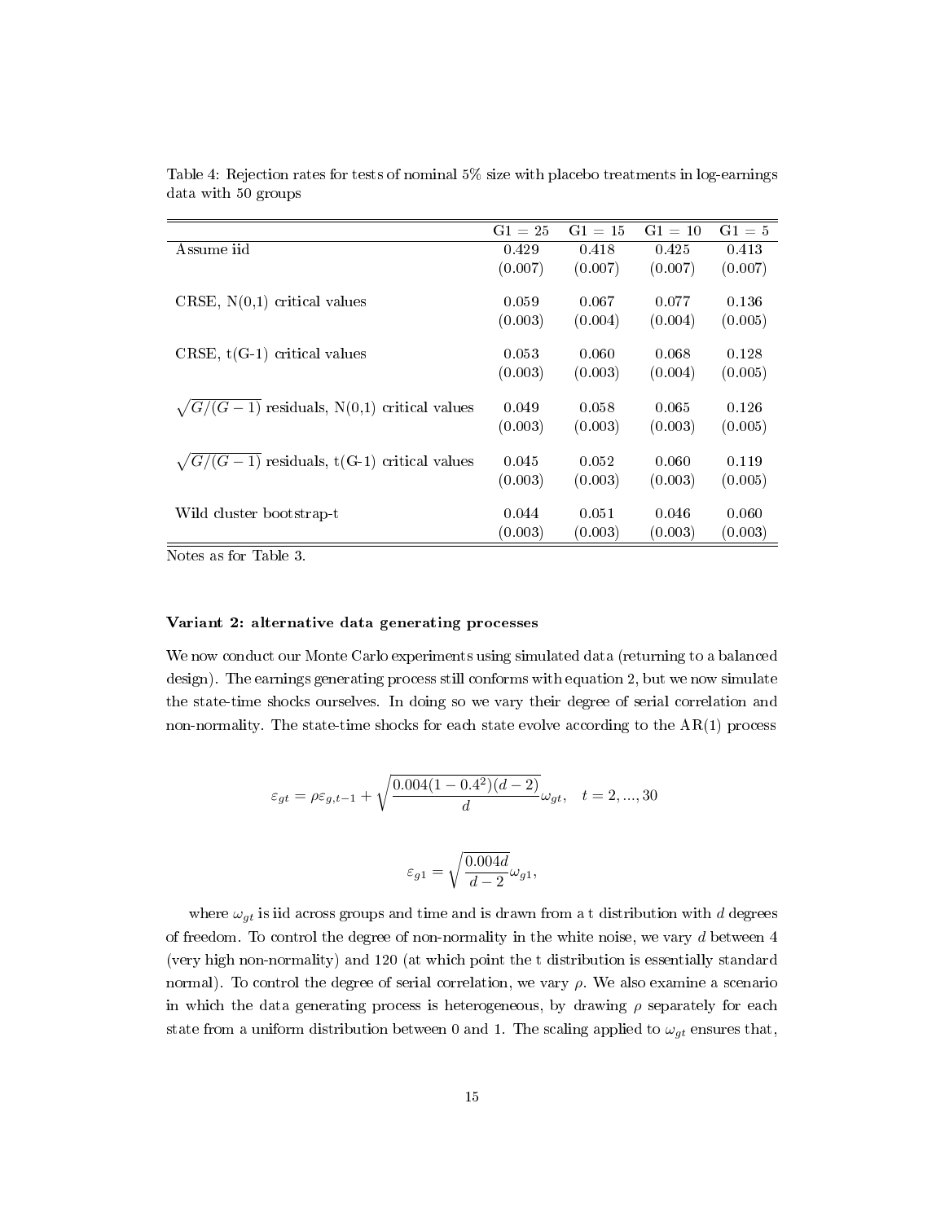Table 4: Rejection rates for tests of nominal 5% size with placebo treatments in log-earnings data with 50 groups

| | G1 = 25 | G1 = 15 | G1 = 10 | G1 = 5 |
|---|---|---|---|---|
| Assume iid | 0.429 | 0.418 | 0.425 | 0.413 |
| | (0.007) | (0.007) | (0.007) | (0.007) |
| CRSE, N(0,1) critical values | 0.059 | 0.067 | 0.077 | 0.136 |
| | (0.003) | (0.004) | (0.004) | (0.005) |
| CRSE, t(G-1) critical values | 0.053 | 0.060 | 0.068 | 0.128 |
| | (0.003) | (0.003) | (0.004) | (0.005) |
| $\sqrt{G/(G-1)}$ residuals, N(0,1) critical values | 0.049 | 0.058 | 0.065 | 0.126 |
| | (0.003) | (0.003) | (0.003) | (0.005) |
| $\sqrt{G/(G-1)}$ residuals, t(G-1) critical values | 0.045 | 0.052 | 0.060 | 0.119 |
| | (0.003) | (0.003) | (0.003) | (0.005) |
| Wild cluster bootstrap-t | 0.044 | 0.051 | 0.046 | 0.060 |
| | (0.003) | (0.003) | (0.003) | (0.003) |

Notes as for Table 3.

**Variant 2: alternative data generating processes**

We now conduct our Monte Carlo experiments using simulated data (returning to a balanced design). The earnings generating process still conforms with equation 2, but we now simulate the state-time shocks ourselves. In doing so we vary their degree of serial correlation and non-normality. The state-time shocks for each state evolve according to the AR(1) process

$$\varepsilon_{gt} = \rho\varepsilon_{g,t-1} + \sqrt{\frac{0.004(1-0.4^2)(d-2)}{d}}\omega_{gt}, \quad t = 2, ..., 30$$

$$\varepsilon_{g1} = \sqrt{\frac{0.004d}{d-2}}\omega_{g1},$$

where $\omega_{gt}$ is iid across groups and time and is drawn from a t distribution with $d$ degrees of freedom. To control the degree of non-normality in the white noise, we vary $d$ between 4 (very high non-normality) and 120 (at which point the t distribution is essentially standard normal). To control the degree of serial correlation, we vary $\rho$. We also examine a scenario in which the data generating process is heterogeneous, by drawing $\rho$ separately for each state from a uniform distribution between 0 and 1. The scaling applied to $\omega_{gt}$ ensures that,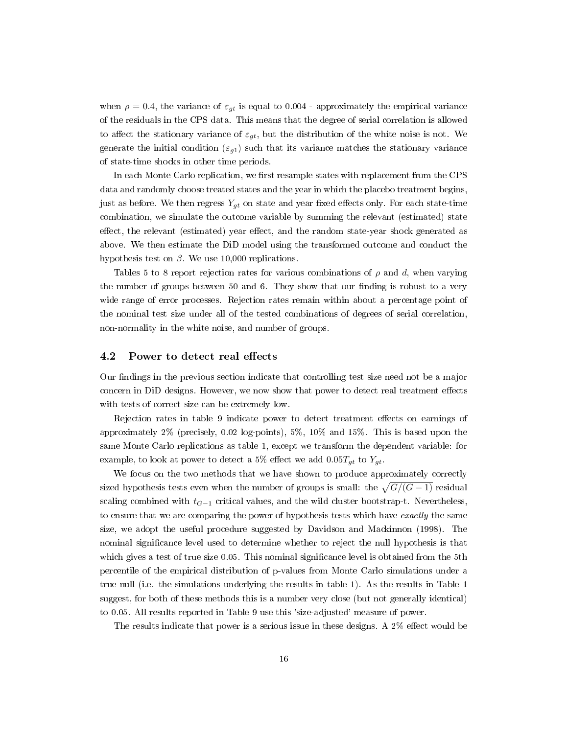when $\rho = 0.4$, the variance of $\varepsilon_{gt}$ is equal to 0.004 - approximately the empirical variance of the residuals in the CPS data. This means that the degree of serial correlation is allowed to affect the stationary variance of $\varepsilon_{gt}$, but the distribution of the white noise is not. We generate the initial condition ($\varepsilon_{g1}$) such that its variance matches the stationary variance of state-time shocks in other time periods.

In each Monte Carlo replication, we first resample states with replacement from the CPS data and randomly choose treated states and the year in which the placebo treatment begins, just as before. We then regress $Y_{gt}$ on state and year fixed effects only. For each state-time combination, we simulate the outcome variable by summing the relevant (estimated) state effect, the relevant (estimated) year effect, and the random state-year shock generated as above. We then estimate the DiD model using the transformed outcome and conduct the hypothesis test on $\beta$. We use 10,000 replications.

Tables 5 to 8 report rejection rates for various combinations of $\rho$ and $d$, when varying the number of groups between 50 and 6. They show that our finding is robust to a very wide range of error processes. Rejection rates remain within about a percentage point of the nominal test size under all of the tested combinations of degrees of serial correlation, non-normality in the white noise, and number of groups.

## 4.2 Power to detect real effects

Our findings in the previous section indicate that controlling test size need not be a major concern in DiD designs. However, we now show that power to detect real treatment effects with tests of correct size can be extremely low.

Rejection rates in table 9 indicate power to detect treatment effects on earnings of approximately 2% (precisely, 0.02 log-points), 5%, 10% and 15%. This is based upon the same Monte Carlo replications as table 1, except we transform the dependent variable: for example, to look at power to detect a 5% effect we add $0.05T_{gt}$ to $Y_{gt}$.

We focus on the two methods that we have shown to produce approximately correctly sized hypothesis tests even when the number of groups is small: the $\sqrt{G/(G-1)}$ residual scaling combined with $t_{G-1}$ critical values, and the wild cluster bootstrap-t. Nevertheless, to ensure that we are comparing the power of hypothesis tests which have *exactly* the same size, we adopt the useful procedure suggested by Davidson and Mackinnon (1998). The nominal significance level used to determine whether to reject the null hypothesis is that which gives a test of true size 0.05. This nominal significance level is obtained from the 5th percentile of the empirical distribution of p-values from Monte Carlo simulations under a true null (i.e. the simulations underlying the results in table 1). As the results in Table 1 suggest, for both of these methods this is a number very close (but not generally identical) to 0.05. All results reported in Table 9 use this 'size-adjusted' measure of power.

The results indicate that power is a serious issue in these designs. A 2% effect would be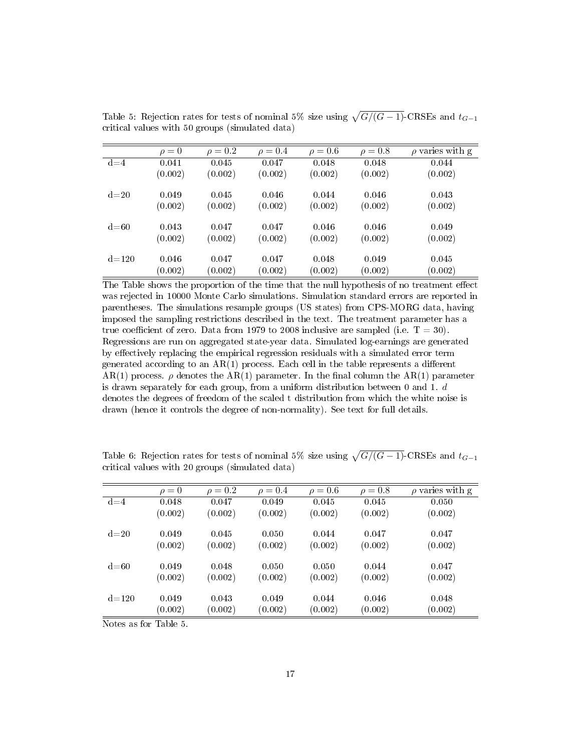Table 5: Rejection rates for tests of nominal 5% size using $\sqrt{G/(G-1)}$-CRSEs and $t_{G-1}$ critical values with 50 groups (simulated data)

| | $\rho = 0$ | $\rho = 0.2$ | $\rho = 0.4$ | $\rho = 0.6$ | $\rho = 0.8$ | $\rho$ varies with g |
|---|---|---|---|---|---|---|
| d=4 | 0.041 | 0.045 | 0.047 | 0.048 | 0.048 | 0.044 |
| | (0.002) | (0.002) | (0.002) | (0.002) | (0.002) | (0.002) |
| d=20 | 0.049 | 0.045 | 0.046 | 0.044 | 0.046 | 0.043 |
| | (0.002) | (0.002) | (0.002) | (0.002) | (0.002) | (0.002) |
| d=60 | 0.043 | 0.047 | 0.047 | 0.046 | 0.046 | 0.049 |
| | (0.002) | (0.002) | (0.002) | (0.002) | (0.002) | (0.002) |
| d=120 | 0.046 | 0.047 | 0.047 | 0.048 | 0.049 | 0.045 |
| | (0.002) | (0.002) | (0.002) | (0.002) | (0.002) | (0.002) |

The Table shows the proportion of the time that the null hypothesis of no treatment effect was rejected in 10000 Monte Carlo simulations. Simulation standard errors are reported in parentheses. The simulations resample groups (US states) from CPS-MORG data, having imposed the sampling restrictions described in the text. The treatment parameter has a true coefficient of zero. Data from 1979 to 2008 inclusive are sampled (i.e. T = 30). Regressions are run on aggregated state-year data. Simulated log-earnings are generated by effectively replacing the empirical regression residuals with a simulated error term generated according to an AR(1) process. Each cell in the table represents a different AR(1) process. $\rho$ denotes the AR(1) parameter. In the final column the AR(1) parameter is drawn separately for each group, from a uniform distribution between 0 and 1. $d$ denotes the degrees of freedom of the scaled t distribution from which the white noise is drawn (hence it controls the degree of non-normality). See text for full details.

Table 6: Rejection rates for tests of nominal 5% size using $\sqrt{G/(G-1)}$-CRSEs and $t_{G-1}$ critical values with 20 groups (simulated data)

| | $\rho = 0$ | $\rho = 0.2$ | $\rho = 0.4$ | $\rho = 0.6$ | $\rho = 0.8$ | $\rho$ varies with g |
|---|---|---|---|---|---|---|
| d=4 | 0.048 | 0.047 | 0.049 | 0.045 | 0.045 | 0.050 |
| | (0.002) | (0.002) | (0.002) | (0.002) | (0.002) | (0.002) |
| d=20 | 0.049 | 0.045 | 0.050 | 0.044 | 0.047 | 0.047 |
| | (0.002) | (0.002) | (0.002) | (0.002) | (0.002) | (0.002) |
| d=60 | 0.049 | 0.048 | 0.050 | 0.050 | 0.044 | 0.047 |
| | (0.002) | (0.002) | (0.002) | (0.002) | (0.002) | (0.002) |
| d=120 | 0.049 | 0.043 | 0.049 | 0.044 | 0.046 | 0.048 |
| | (0.002) | (0.002) | (0.002) | (0.002) | (0.002) | (0.002) |

Notes as for Table 5.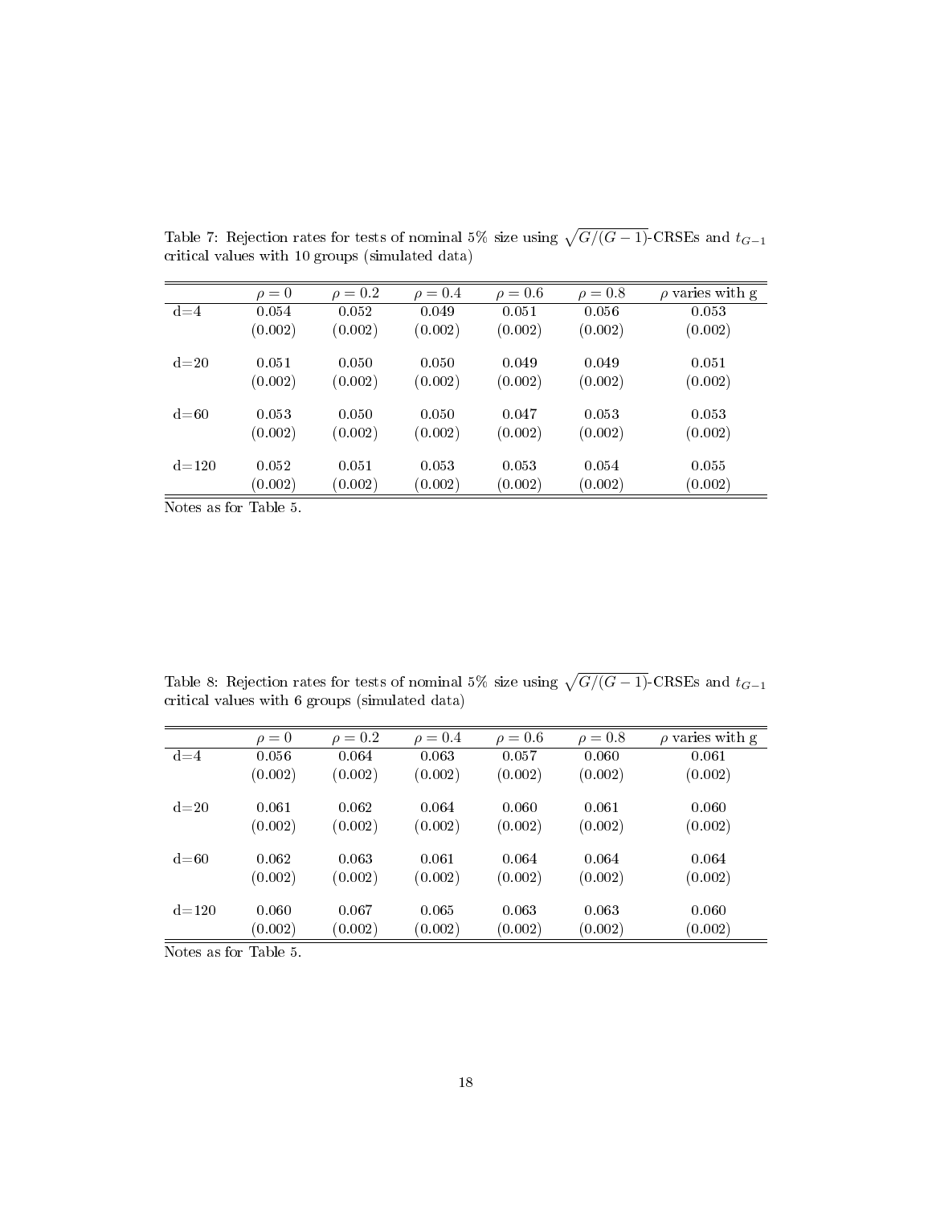Table 7: Rejection rates for tests of nominal 5% size using $\sqrt{G/(G-1)}$-CRSEs and $t_{G-1}$ critical values with 10 groups (simulated data)

| | $\rho = 0$ | $\rho = 0.2$ | $\rho = 0.4$ | $\rho = 0.6$ | $\rho = 0.8$ | $\rho$ varies with g |
|---|---|---|---|---|---|---|
| d=4 | 0.054 | 0.052 | 0.049 | 0.051 | 0.056 | 0.053 |
| | (0.002) | (0.002) | (0.002) | (0.002) | (0.002) | (0.002) |
| d=20 | 0.051 | 0.050 | 0.050 | 0.049 | 0.049 | 0.051 |
| | (0.002) | (0.002) | (0.002) | (0.002) | (0.002) | (0.002) |
| d=60 | 0.053 | 0.050 | 0.050 | 0.047 | 0.053 | 0.053 |
| | (0.002) | (0.002) | (0.002) | (0.002) | (0.002) | (0.002) |
| d=120 | 0.052 | 0.051 | 0.053 | 0.053 | 0.054 | 0.055 |
| | (0.002) | (0.002) | (0.002) | (0.002) | (0.002) | (0.002) |

Notes as for Table 5.

Table 8: Rejection rates for tests of nominal 5% size using $\sqrt{G/(G-1)}$-CRSEs and $t_{G-1}$ critical values with 6 groups (simulated data)

| | $\rho = 0$ | $\rho = 0.2$ | $\rho = 0.4$ | $\rho = 0.6$ | $\rho = 0.8$ | $\rho$ varies with g |
|---|---|---|---|---|---|---|
| d=4 | 0.056 | 0.064 | 0.063 | 0.057 | 0.060 | 0.061 |
| | (0.002) | (0.002) | (0.002) | (0.002) | (0.002) | (0.002) |
| d=20 | 0.061 | 0.062 | 0.064 | 0.060 | 0.061 | 0.060 |
| | (0.002) | (0.002) | (0.002) | (0.002) | (0.002) | (0.002) |
| d=60 | 0.062 | 0.063 | 0.061 | 0.064 | 0.064 | 0.064 |
| | (0.002) | (0.002) | (0.002) | (0.002) | (0.002) | (0.002) |
| d=120 | 0.060 | 0.067 | 0.065 | 0.063 | 0.063 | 0.060 |
| | (0.002) | (0.002) | (0.002) | (0.002) | (0.002) | (0.002) |

Notes as for Table 5.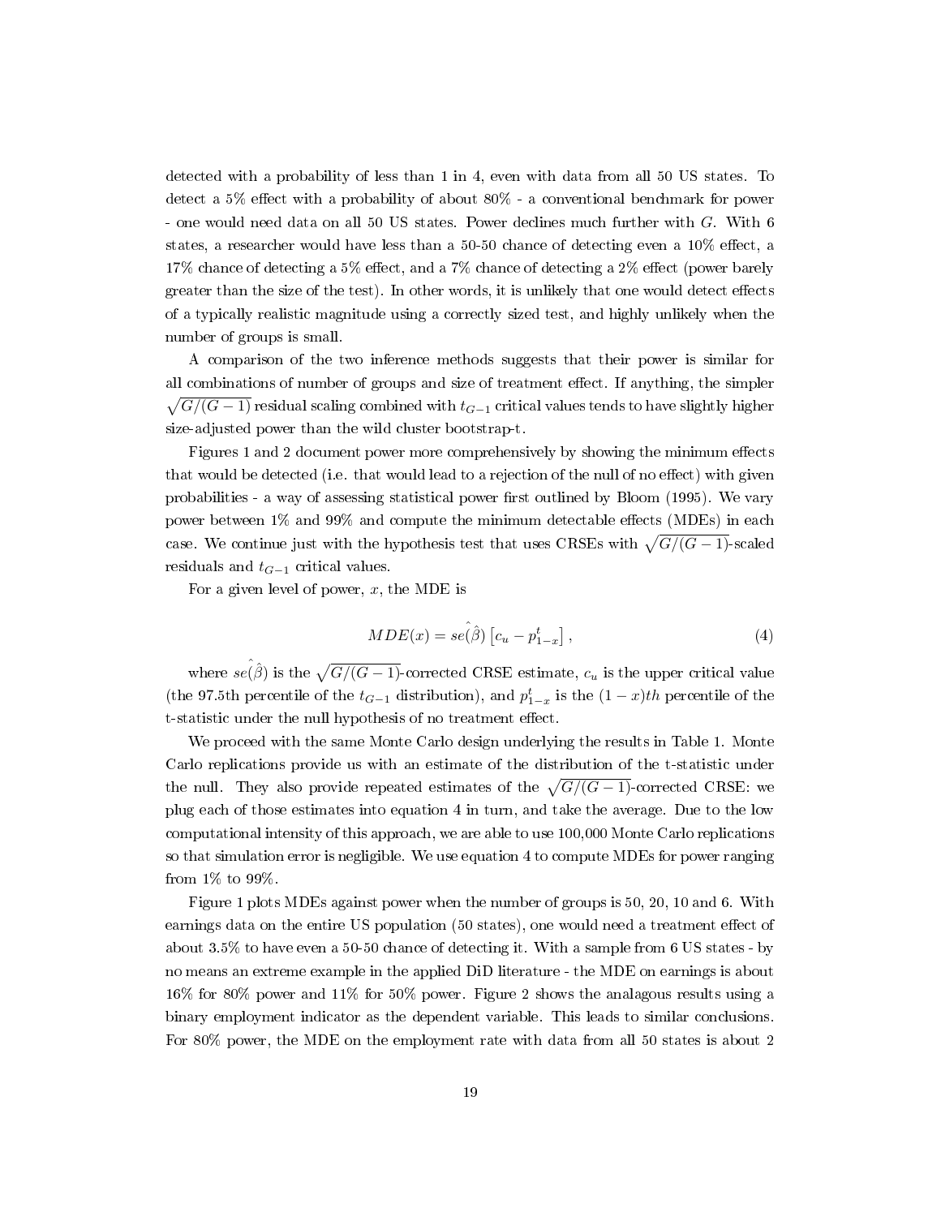detected with a probability of less than 1 in 4, even with data from all 50 US states. To detect a 5% effect with a probability of about 80% - a conventional benchmark for power - one would need data on all 50 US states. Power declines much further with $G$. With 6 states, a researcher would have less than a 50-50 chance of detecting even a 10% effect, a 17% chance of detecting a 5% effect, and a 7% chance of detecting a 2% effect (power barely greater than the size of the test). In other words, it is unlikely that one would detect effects of a typically realistic magnitude using a correctly sized test, and highly unlikely when the number of groups is small.

A comparison of the two inference methods suggests that their power is similar for all combinations of number of groups and size of treatment effect. If anything, the simpler $\sqrt{G/(G-1)}$ residual scaling combined with $t_{G-1}$ critical values tends to have slightly higher size-adjusted power than the wild cluster bootstrap-t.

Figures 1 and 2 document power more comprehensively by showing the minimum effects that would be detected (i.e. that would lead to a rejection of the null of no effect) with given probabilities - a way of assessing statistical power first outlined by Bloom (1995). We vary power between 1% and 99% and compute the minimum detectable effects (MDEs) in each case. We continue just with the hypothesis test that uses CRSEs with $\sqrt{G/(G-1)}$-scaled residuals and $t_{G-1}$ critical values.

For a given level of power, $x$, the MDE is

$$MDE(x) = \hat{se}(\hat{\beta}) \left[ c_u - p^t_{1-x} \right], \tag{4}$$

where $\hat{se}(\hat{\beta})$ is the $\sqrt{G/(G-1)}$-corrected CRSE estimate, $c_u$ is the upper critical value (the 97.5th percentile of the $t_{G-1}$ distribution), and $p^t_{1-x}$ is the $(1-x)th$ percentile of the t-statistic under the null hypothesis of no treatment effect.

We proceed with the same Monte Carlo design underlying the results in Table 1. Monte Carlo replications provide us with an estimate of the distribution of the t-statistic under the null. They also provide repeated estimates of the $\sqrt{G/(G-1)}$-corrected CRSE: we plug each of those estimates into equation 4 in turn, and take the average. Due to the low computational intensity of this approach, we are able to use 100,000 Monte Carlo replications so that simulation error is negligible. We use equation 4 to compute MDEs for power ranging from 1% to 99%.

Figure 1 plots MDEs against power when the number of groups is 50, 20, 10 and 6. With earnings data on the entire US population (50 states), one would need a treatment effect of about 3.5% to have even a 50-50 chance of detecting it. With a sample from 6 US states - by no means an extreme example in the applied DiD literature - the MDE on earnings is about 16% for 80% power and 11% for 50% power. Figure 2 shows the analagous results using a binary employment indicator as the dependent variable. This leads to similar conclusions. For 80% power, the MDE on the employment rate with data from all 50 states is about 2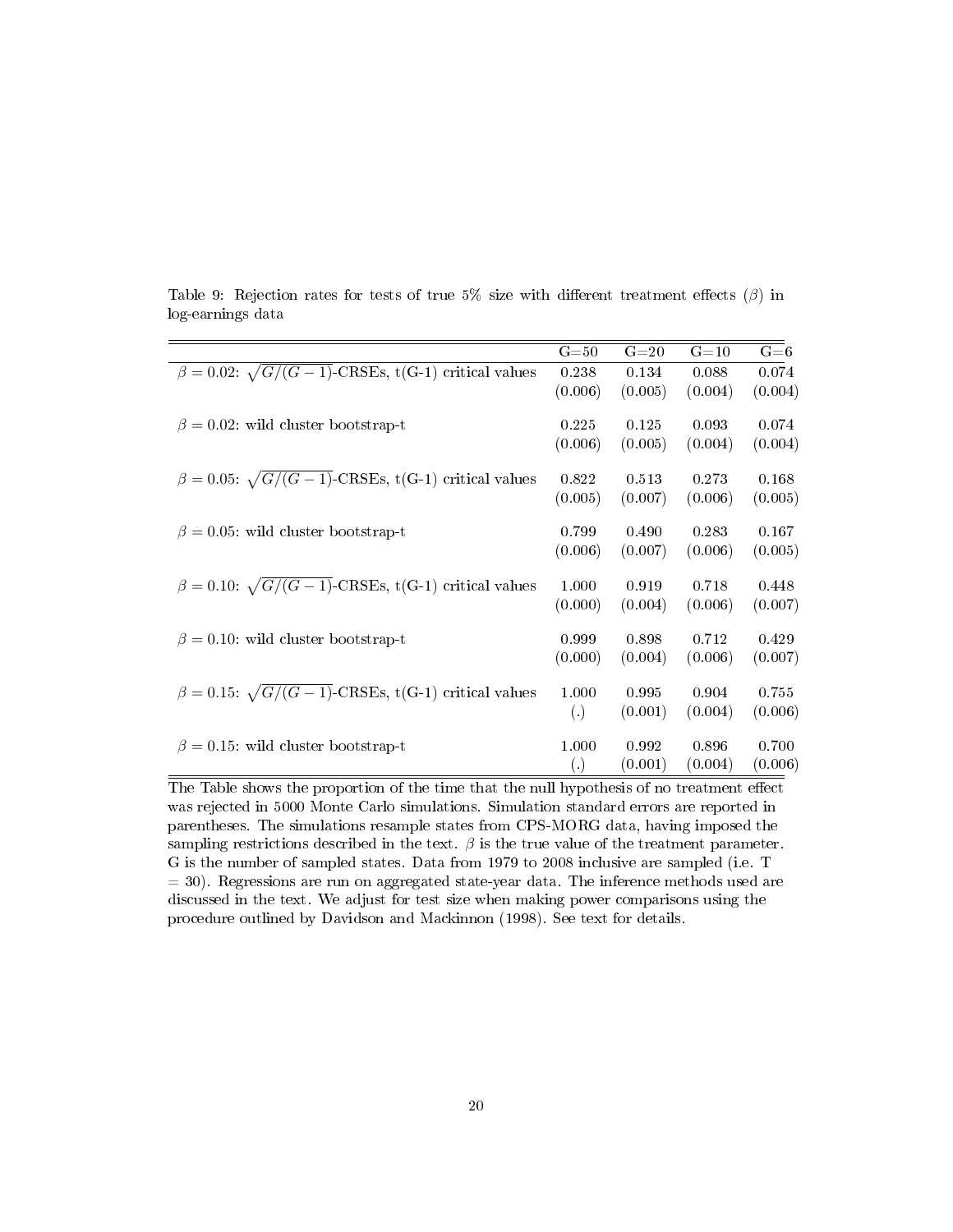Table 9: Rejection rates for tests of true 5% size with different treatment effects ($\beta$) in log-earnings data

| | G=50 | G=20 | G=10 | G=6 |
|---|---|---|---|---|
| $\beta = 0.02$: $\sqrt{G/(G-1)}$-CRSEs, t(G-1) critical values | 0.238 | 0.134 | 0.088 | 0.074 |
| | (0.006) | (0.005) | (0.004) | (0.004) |
| $\beta = 0.02$: wild cluster bootstrap-t | 0.225 | 0.125 | 0.093 | 0.074 |
| | (0.006) | (0.005) | (0.004) | (0.004) |
| $\beta = 0.05$: $\sqrt{G/(G-1)}$-CRSEs, t(G-1) critical values | 0.822 | 0.513 | 0.273 | 0.168 |
| | (0.005) | (0.007) | (0.006) | (0.005) |
| $\beta = 0.05$: wild cluster bootstrap-t | 0.799 | 0.490 | 0.283 | 0.167 |
| | (0.006) | (0.007) | (0.006) | (0.005) |
| $\beta = 0.10$: $\sqrt{G/(G-1)}$-CRSEs, t(G-1) critical values | 1.000 | 0.919 | 0.718 | 0.448 |
| | (0.000) | (0.004) | (0.006) | (0.007) |
| $\beta = 0.10$: wild cluster bootstrap-t | 0.999 | 0.898 | 0.712 | 0.429 |
| | (0.000) | (0.004) | (0.006) | (0.007) |
| $\beta = 0.15$: $\sqrt{G/(G-1)}$-CRSEs, t(G-1) critical values | 1.000 | 0.995 | 0.904 | 0.755 |
| | (.) | (0.001) | (0.004) | (0.006) |
| $\beta = 0.15$: wild cluster bootstrap-t | 1.000 | 0.992 | 0.896 | 0.700 |
| | (.) | (0.001) | (0.004) | (0.006) |

The Table shows the proportion of the time that the null hypothesis of no treatment effect was rejected in 5000 Monte Carlo simulations. Simulation standard errors are reported in parentheses. The simulations resample states from CPS-MORG data, having imposed the sampling restrictions described in the text. $\beta$ is the true value of the treatment parameter. G is the number of sampled states. Data from 1979 to 2008 inclusive are sampled (i.e. T = 30). Regressions are run on aggregated state-year data. The inference methods used are discussed in the text. We adjust for test size when making power comparisons using the procedure outlined by Davidson and Mackinnon (1998). See text for details.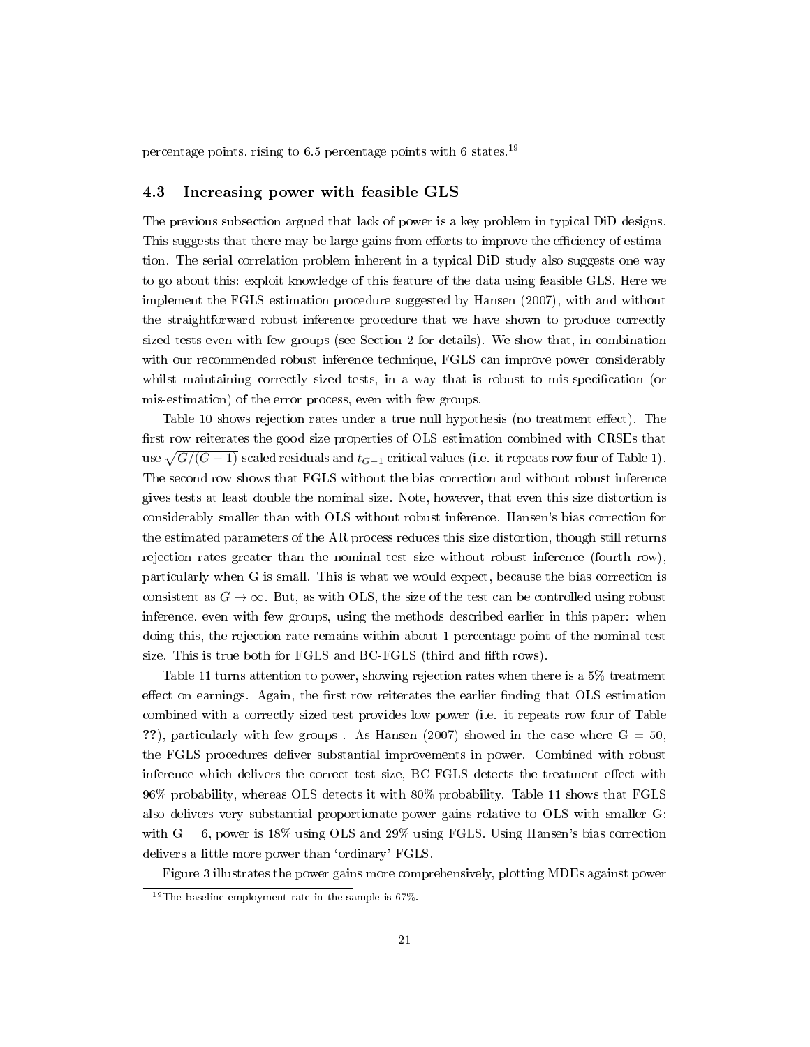percentage points, rising to 6.5 percentage points with 6 states.[19]

### 4.3 Increasing power with feasible GLS

The previous subsection argued that lack of power is a key problem in typical DiD designs. This suggests that there may be large gains from efforts to improve the efficiency of estimation. The serial correlation problem inherent in a typical DiD study also suggests one way to go about this: exploit knowledge of this feature of the data using feasible GLS. Here we implement the FGLS estimation procedure suggested by Hansen (2007), with and without the straightforward robust inference procedure that we have shown to produce correctly sized tests even with few groups (see Section 2 for details). We show that, in combination with our recommended robust inference technique, FGLS can improve power considerably whilst maintaining correctly sized tests, in a way that is robust to mis-specification (or mis-estimation) of the error process, even with few groups.

Table 10 shows rejection rates under a true null hypothesis (no treatment effect). The first row reiterates the good size properties of OLS estimation combined with CRSEs that use $\sqrt{G/(G-1)}$-scaled residuals and $t_{G-1}$ critical values (i.e. it repeats row four of Table 1). The second row shows that FGLS without the bias correction and without robust inference gives tests at least double the nominal size. Note, however, that even this size distortion is considerably smaller than with OLS without robust inference. Hansen's bias correction for the estimated parameters of the AR process reduces this size distortion, though still returns rejection rates greater than the nominal test size without robust inference (fourth row), particularly when G is small. This is what we would expect, because the bias correction is consistent as $G \to \infty$. But, as with OLS, the size of the test can be controlled using robust inference, even with few groups, using the methods described earlier in this paper: when doing this, the rejection rate remains within about 1 percentage point of the nominal test size. This is true both for FGLS and BC-FGLS (third and fifth rows).

Table 11 turns attention to power, showing rejection rates when there is a 5% treatment effect on earnings. Again, the first row reiterates the earlier finding that OLS estimation combined with a correctly sized test provides low power (i.e. it repeats row four of Table **??**), particularly with few groups . As Hansen (2007) showed in the case where G = 50, the FGLS procedures deliver substantial improvements in power. Combined with robust inference which delivers the correct test size, BC-FGLS detects the treatment effect with 96% probability, whereas OLS detects it with 80% probability. Table 11 shows that FGLS also delivers very substantial proportionate power gains relative to OLS with smaller G: with G = 6, power is 18% using OLS and 29% using FGLS. Using Hansen's bias correction delivers a little more power than 'ordinary' FGLS.

Figure 3 illustrates the power gains more comprehensively, plotting MDEs against power

[19] The baseline employment rate in the sample is 67%.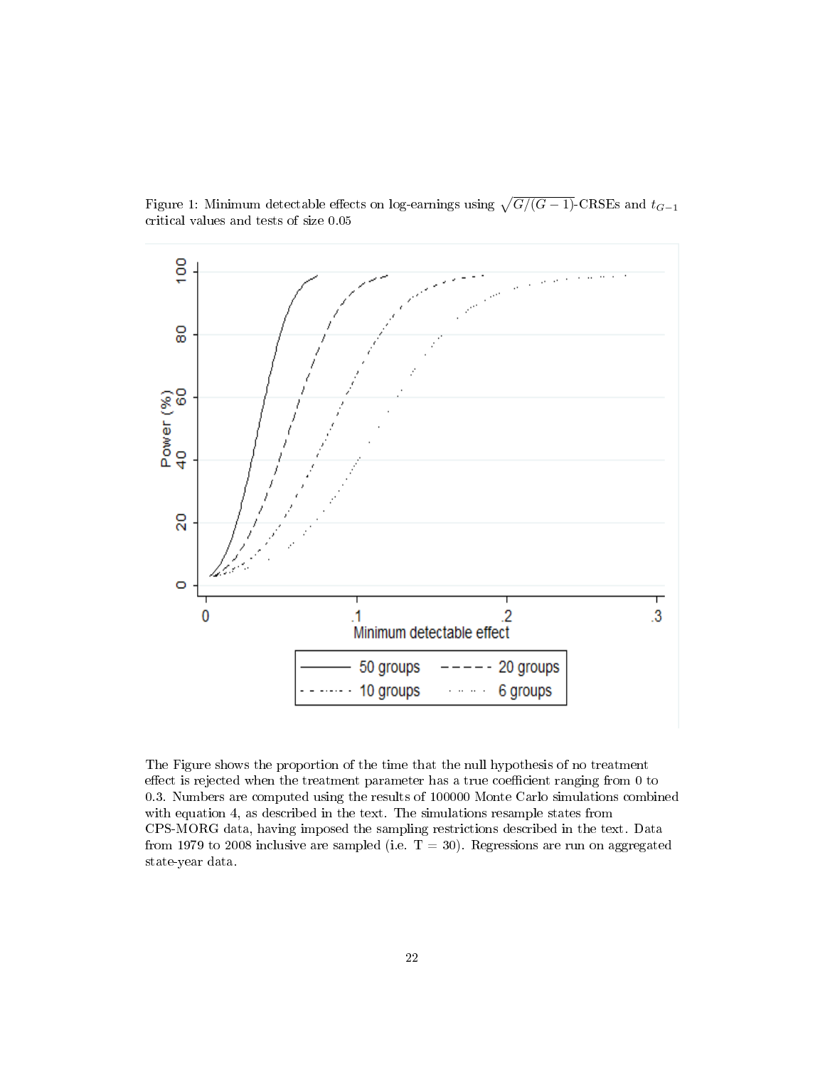Figure 1: Minimum detectable effects on log-earnings using $\sqrt{G/(G-1)}$-CRSEs and $t_{G-1}$ critical values and tests of size 0.05

The Figure shows the proportion of the time that the null hypothesis of no treatment effect is rejected when the treatment parameter has a true coefficient ranging from 0 to 0.3. Numbers are computed using the results of 100000 Monte Carlo simulations combined with equation 4, as described in the text. The simulations resample states from CPS-MORG data, having imposed the sampling restrictions described in the text. Data from 1979 to 2008 inclusive are sampled (i.e. T = 30). Regressions are run on aggregated state-year data.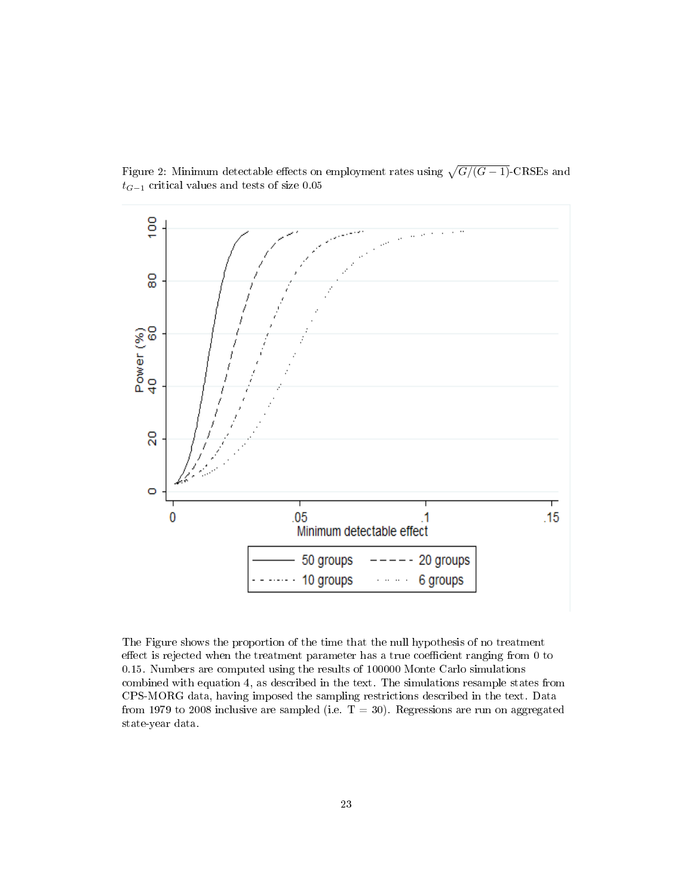Figure 2: Minimum detectable effects on employment rates using $\sqrt{G/(G-1)}$-CRSEs and $t_{G-1}$ critical values and tests of size 0.05

The Figure shows the proportion of the time that the null hypothesis of no treatment effect is rejected when the treatment parameter has a true coefficient ranging from 0 to 0.15. Numbers are computed using the results of 100000 Monte Carlo simulations combined with equation 4, as described in the text. The simulations resample states from CPS-MORG data, having imposed the sampling restrictions described in the text. Data from 1979 to 2008 inclusive are sampled (i.e. T = 30). Regressions are run on aggregated state-year data.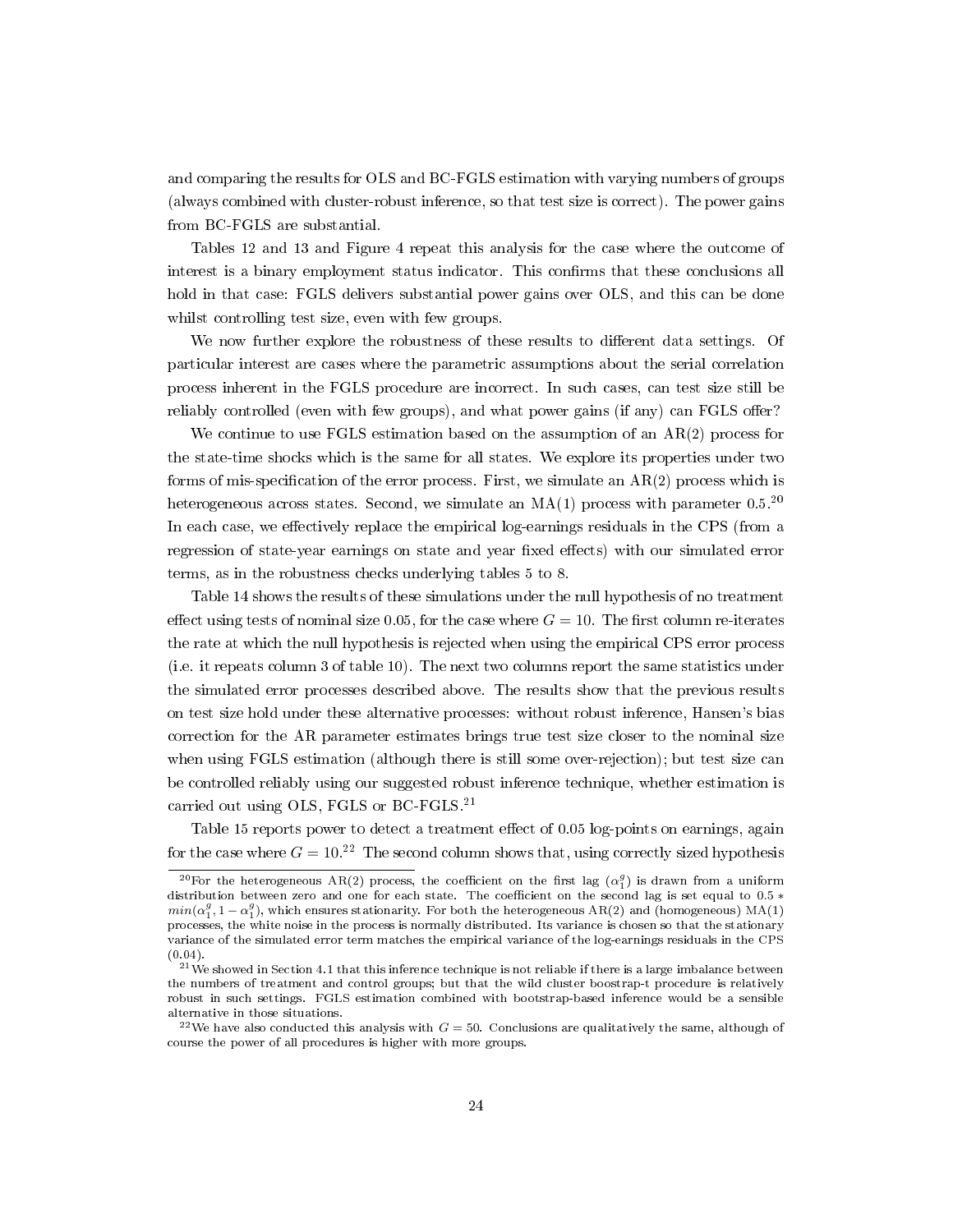and comparing the results for OLS and BC-FGLS estimation with varying numbers of groups (always combined with cluster-robust inference, so that test size is correct). The power gains from BC-FGLS are substantial.

Tables 12 and 13 and Figure 4 repeat this analysis for the case where the outcome of interest is a binary employment status indicator. This confirms that these conclusions all hold in that case: FGLS delivers substantial power gains over OLS, and this can be done whilst controlling test size, even with few groups.

We now further explore the robustness of these results to different data settings. Of particular interest are cases where the parametric assumptions about the serial correlation process inherent in the FGLS procedure are incorrect. In such cases, can test size still be reliably controlled (even with few groups), and what power gains (if any) can FGLS offer?

We continue to use FGLS estimation based on the assumption of an AR(2) process for the state-time shocks which is the same for all states. We explore its properties under two forms of mis-specification of the error process. First, we simulate an AR(2) process which is heterogeneous across states. Second, we simulate an MA(1) process with parameter 0.5.[20] In each case, we effectively replace the empirical log-earnings residuals in the CPS (from a regression of state-year earnings on state and year fixed effects) with our simulated error terms, as in the robustness checks underlying tables 5 to 8.

Table 14 shows the results of these simulations under the null hypothesis of no treatment effect using tests of nominal size 0.05, for the case where $G = 10$. The first column re-iterates the rate at which the null hypothesis is rejected when using the empirical CPS error process (i.e. it repeats column 3 of table 10). The next two columns report the same statistics under the simulated error processes described above. The results show that the previous results on test size hold under these alternative processes: without robust inference, Hansen's bias correction for the AR parameter estimates brings true test size closer to the nominal size when using FGLS estimation (although there is still some over-rejection); but test size can be controlled reliably using our suggested robust inference technique, whether estimation is carried out using OLS, FGLS or BC-FGLS.[21]

Table 15 reports power to detect a treatment effect of 0.05 log-points on earnings, again for the case where $G = 10$.[22] The second column shows that, using correctly sized hypothesis

[20]For the heterogeneous AR(2) process, the coefficient on the first lag ($\alpha_1^g$) is drawn from a uniform distribution between zero and one for each state. The coefficient on the second lag is set equal to $0.5 * min(\alpha_1^g, 1 - \alpha_1^g)$, which ensures stationarity. For both the heterogeneous AR(2) and (homogeneous) MA(1) processes, the white noise in the process is normally distributed. Its variance is chosen so that the stationary variance of the simulated error term matches the empirical variance of the log-earnings residuals in the CPS (0.04).

[21]We showed in Section 4.1 that this inference technique is not reliable if there is a large imbalance between the numbers of treatment and control groups; but that the wild cluster boostrap-t procedure is relatively robust in such settings. FGLS estimation combined with bootstrap-based inference would be a sensible alternative in those situations.

[22]We have also conducted this analysis with $G = 50$. Conclusions are qualitatively the same, although of course the power of all procedures is higher with more groups.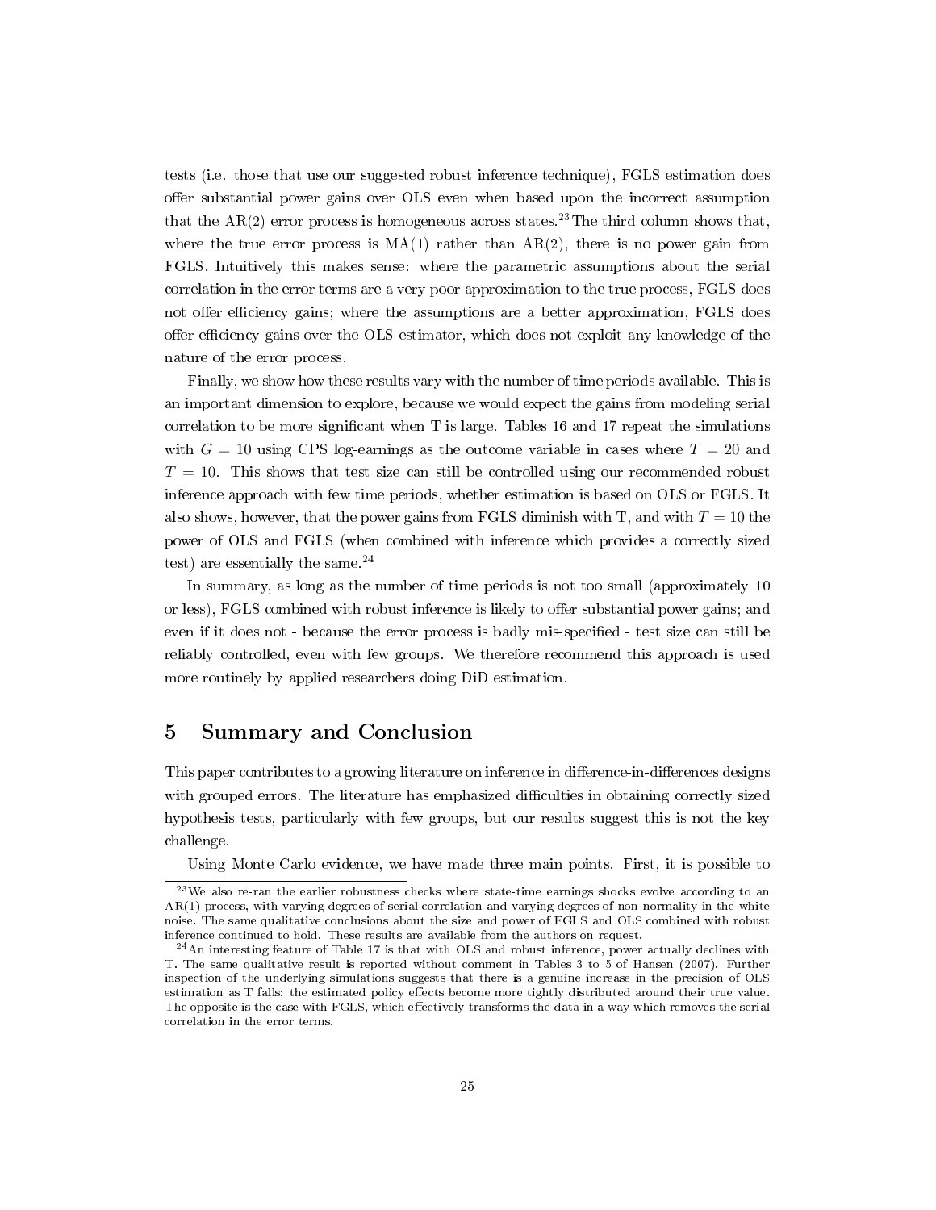tests (i.e. those that use our suggested robust inference technique), FGLS estimation does offer substantial power gains over OLS even when based upon the incorrect assumption that the AR(2) error process is homogeneous across states.[23] The third column shows that, where the true error process is MA(1) rather than AR(2), there is no power gain from FGLS. Intuitively this makes sense: where the parametric assumptions about the serial correlation in the error terms are a very poor approximation to the true process, FGLS does not offer efficiency gains; where the assumptions are a better approximation, FGLS does offer efficiency gains over the OLS estimator, which does not exploit any knowledge of the nature of the error process.

Finally, we show how these results vary with the number of time periods available. This is an important dimension to explore, because we would expect the gains from modeling serial correlation to be more significant when T is large. Tables 16 and 17 repeat the simulations with $G = 10$ using CPS log-earnings as the outcome variable in cases where $T = 20$ and $T = 10$. This shows that test size can still be controlled using our recommended robust inference approach with few time periods, whether estimation is based on OLS or FGLS. It also shows, however, that the power gains from FGLS diminish with T, and with $T = 10$ the power of OLS and FGLS (when combined with inference which provides a correctly sized test) are essentially the same.[24]

In summary, as long as the number of time periods is not too small (approximately 10 or less), FGLS combined with robust inference is likely to offer substantial power gains; and even if it does not - because the error process is badly mis-specified - test size can still be reliably controlled, even with few groups. We therefore recommend this approach is used more routinely by applied researchers doing DiD estimation.

## 5 Summary and Conclusion

This paper contributes to a growing literature on inference in difference-in-differences designs with grouped errors. The literature has emphasized difficulties in obtaining correctly sized hypothesis tests, particularly with few groups, but our results suggest this is not the key challenge.

Using Monte Carlo evidence, we have made three main points. First, it is possible to

---

[23] We also re-ran the earlier robustness checks where state-time earnings shocks evolve according to an AR(1) process, with varying degrees of serial correlation and varying degrees of non-normality in the white noise. The same qualitative conclusions about the size and power of FGLS and OLS combined with robust inference continued to hold. These results are available from the authors on request.

[24] An interesting feature of Table 17 is that with OLS and robust inference, power actually declines with T. The same qualitative result is reported without comment in Tables 3 to 5 of Hansen (2007). Further inspection of the underlying simulations suggests that there is a genuine increase in the precision of OLS estimation as T falls: the estimated policy effects become more tightly distributed around their true value. The opposite is the case with FGLS, which effectively transforms the data in a way which removes the serial correlation in the error terms.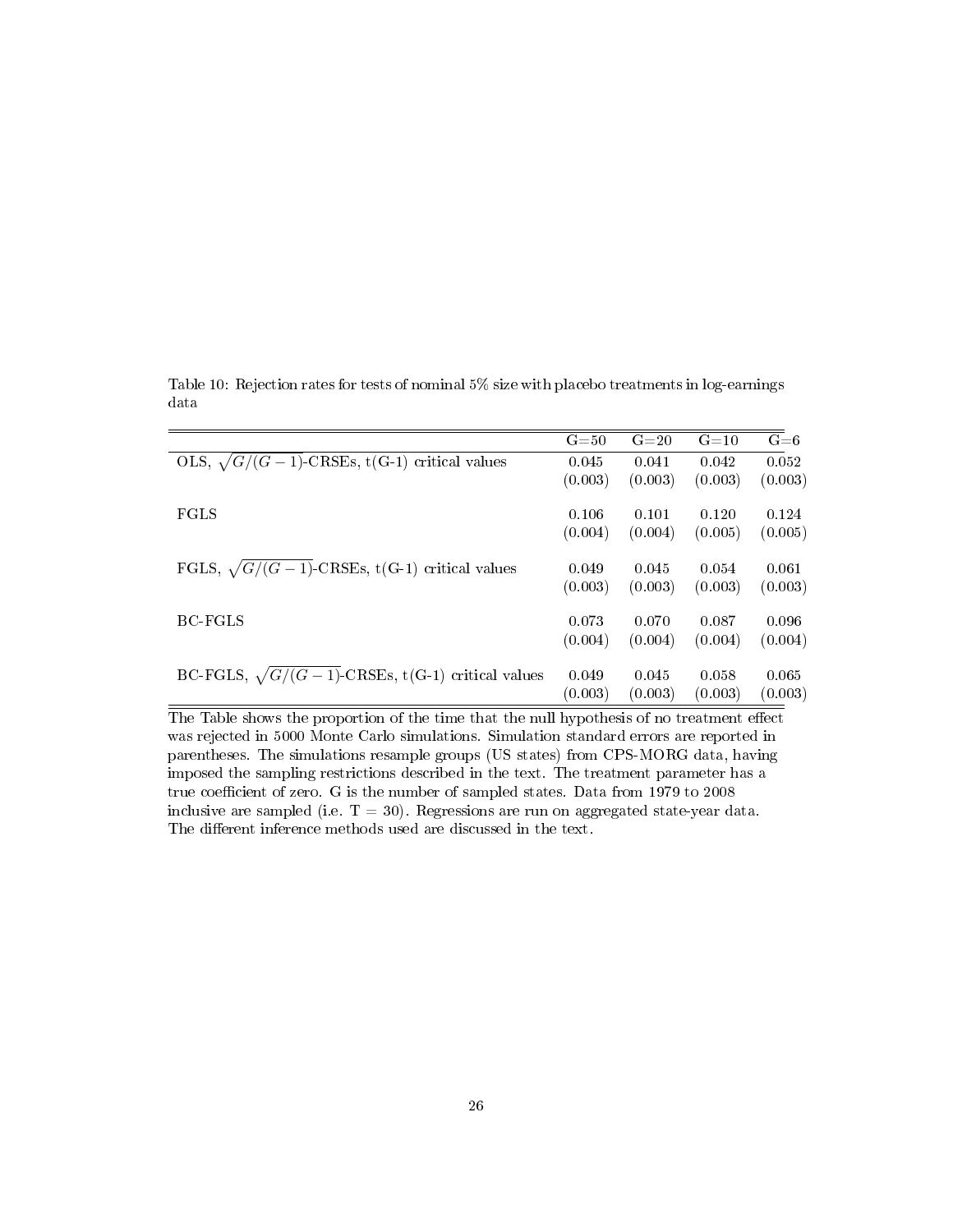Table 10: Rejection rates for tests of nominal 5% size with placebo treatments in log-earnings data

| | G=50 | G=20 | G=10 | G=6 |
|---|---|---|---|---|
| OLS, $\sqrt{G/(G-1)}$-CRSEs, t(G-1) critical values | 0.045 | 0.041 | 0.042 | 0.052 |
| | (0.003) | (0.003) | (0.003) | (0.003) |
| FGLS | 0.106 | 0.101 | 0.120 | 0.124 |
| | (0.004) | (0.004) | (0.005) | (0.005) |
| FGLS, $\sqrt{G/(G-1)}$-CRSEs, t(G-1) critical values | 0.049 | 0.045 | 0.054 | 0.061 |
| | (0.003) | (0.003) | (0.003) | (0.003) |
| BC-FGLS | 0.073 | 0.070 | 0.087 | 0.096 |
| | (0.004) | (0.004) | (0.004) | (0.004) |
| BC-FGLS, $\sqrt{G/(G-1)}$-CRSEs, t(G-1) critical values | 0.049 | 0.045 | 0.058 | 0.065 |
| | (0.003) | (0.003) | (0.003) | (0.003) |

The Table shows the proportion of the time that the null hypothesis of no treatment effect was rejected in 5000 Monte Carlo simulations. Simulation standard errors are reported in parentheses. The simulations resample groups (US states) from CPS-MORG data, having imposed the sampling restrictions described in the text. The treatment parameter has a true coefficient of zero. G is the number of sampled states. Data from 1979 to 2008 inclusive are sampled (i.e. T = 30). Regressions are run on aggregated state-year data. The different inference methods used are discussed in the text.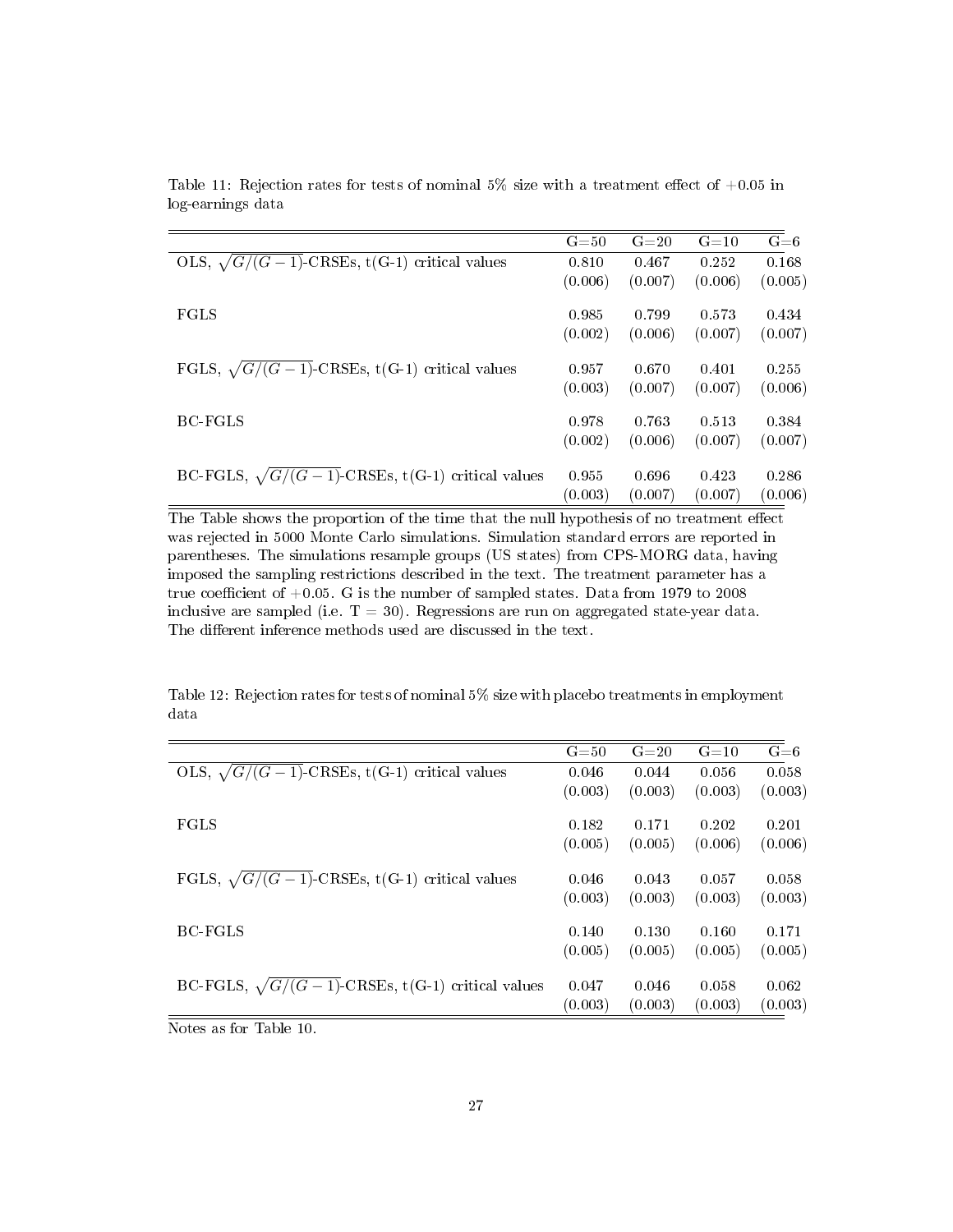Table 11: Rejection rates for tests of nominal 5% size with a treatment effect of +0.05 in log-earnings data

| | G=50 | G=20 | G=10 | G=6 |
|---|---|---|---|---|
| OLS, $\sqrt{G/(G-1)}$-CRSEs, t(G-1) critical values | 0.810 | 0.467 | 0.252 | 0.168 |
| | (0.006) | (0.007) | (0.006) | (0.005) |
| FGLS | 0.985 | 0.799 | 0.573 | 0.434 |
| | (0.002) | (0.006) | (0.007) | (0.007) |
| FGLS, $\sqrt{G/(G-1)}$-CRSEs, t(G-1) critical values | 0.957 | 0.670 | 0.401 | 0.255 |
| | (0.003) | (0.007) | (0.007) | (0.006) |
| BC-FGLS | 0.978 | 0.763 | 0.513 | 0.384 |
| | (0.002) | (0.006) | (0.007) | (0.007) |
| BC-FGLS, $\sqrt{G/(G-1)}$-CRSEs, t(G-1) critical values | 0.955 | 0.696 | 0.423 | 0.286 |
| | (0.003) | (0.007) | (0.007) | (0.006) |

The Table shows the proportion of the time that the null hypothesis of no treatment effect was rejected in 5000 Monte Carlo simulations. Simulation standard errors are reported in parentheses. The simulations resample groups (US states) from CPS-MORG data, having imposed the sampling restrictions described in the text. The treatment parameter has a true coefficient of +0.05. G is the number of sampled states. Data from 1979 to 2008 inclusive are sampled (i.e. T = 30). Regressions are run on aggregated state-year data. The different inference methods used are discussed in the text.

Table 12: Rejection rates for tests of nominal 5% size with placebo treatments in employment data

| | G=50 | G=20 | G=10 | G=6 |
|---|---|---|---|---|
| OLS, $\sqrt{G/(G-1)}$-CRSEs, t(G-1) critical values | 0.046 | 0.044 | 0.056 | 0.058 |
| | (0.003) | (0.003) | (0.003) | (0.003) |
| FGLS | 0.182 | 0.171 | 0.202 | 0.201 |
| | (0.005) | (0.005) | (0.006) | (0.006) |
| FGLS, $\sqrt{G/(G-1)}$-CRSEs, t(G-1) critical values | 0.046 | 0.043 | 0.057 | 0.058 |
| | (0.003) | (0.003) | (0.003) | (0.003) |
| BC-FGLS | 0.140 | 0.130 | 0.160 | 0.171 |
| | (0.005) | (0.005) | (0.005) | (0.005) |
| BC-FGLS, $\sqrt{G/(G-1)}$-CRSEs, t(G-1) critical values | 0.047 | 0.046 | 0.058 | 0.062 |
| | (0.003) | (0.003) | (0.003) | (0.003) |

Notes as for Table 10.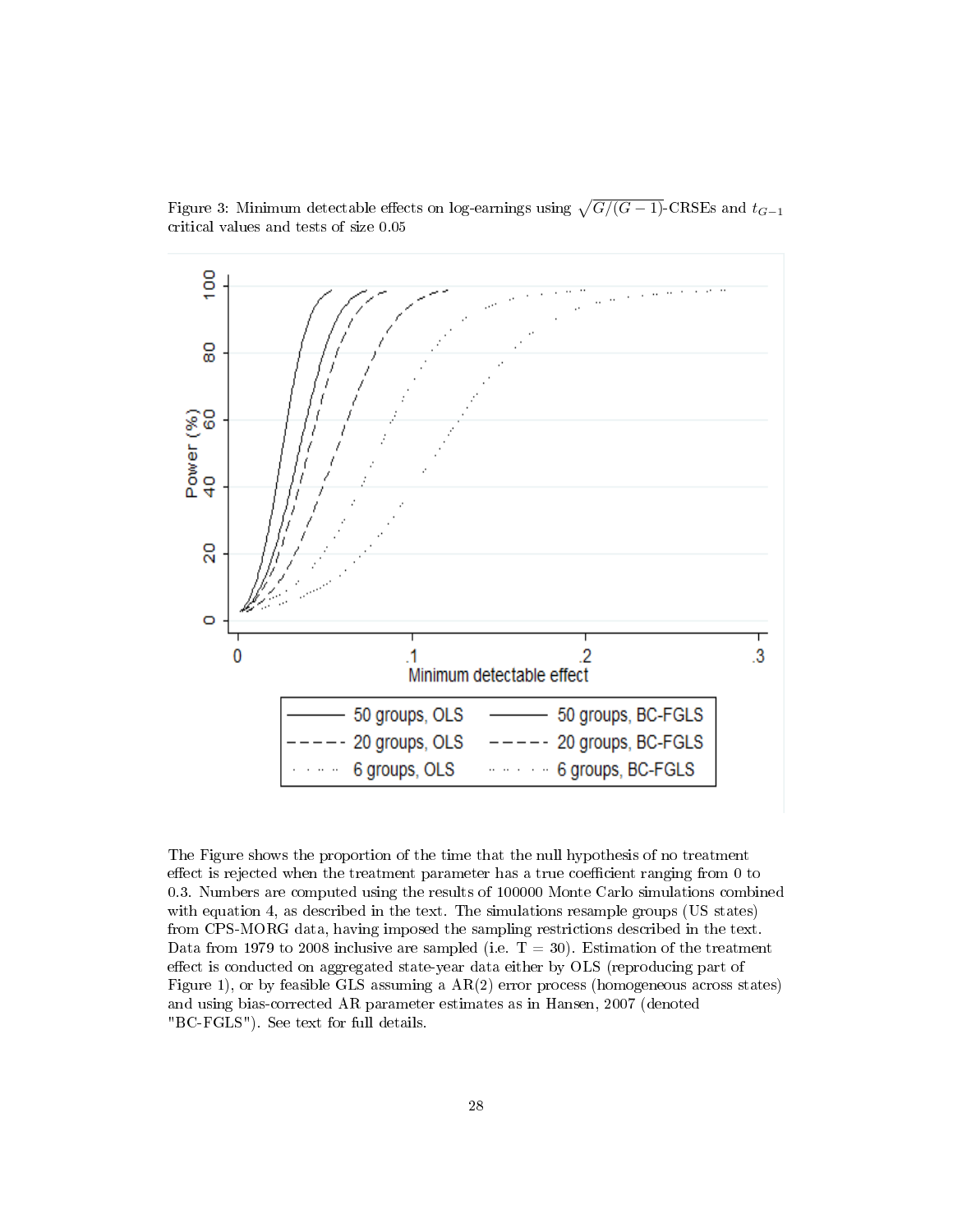Figure 3: Minimum detectable effects on log-earnings using $\sqrt{G/(G-1)}$-CRSEs and $t_{G-1}$ critical values and tests of size 0.05

The Figure shows the proportion of the time that the null hypothesis of no treatment effect is rejected when the treatment parameter has a true coefficient ranging from 0 to 0.3. Numbers are computed using the results of 100000 Monte Carlo simulations combined with equation 4, as described in the text. The simulations resample groups (US states) from CPS-MORG data, having imposed the sampling restrictions described in the text. Data from 1979 to 2008 inclusive are sampled (i.e. T = 30). Estimation of the treatment effect is conducted on aggregated state-year data either by OLS (reproducing part of Figure 1), or by feasible GLS assuming a AR(2) error process (homogeneous across states) and using bias-corrected AR parameter estimates as in Hansen, 2007 (denoted "BC-FGLS"). See text for full details.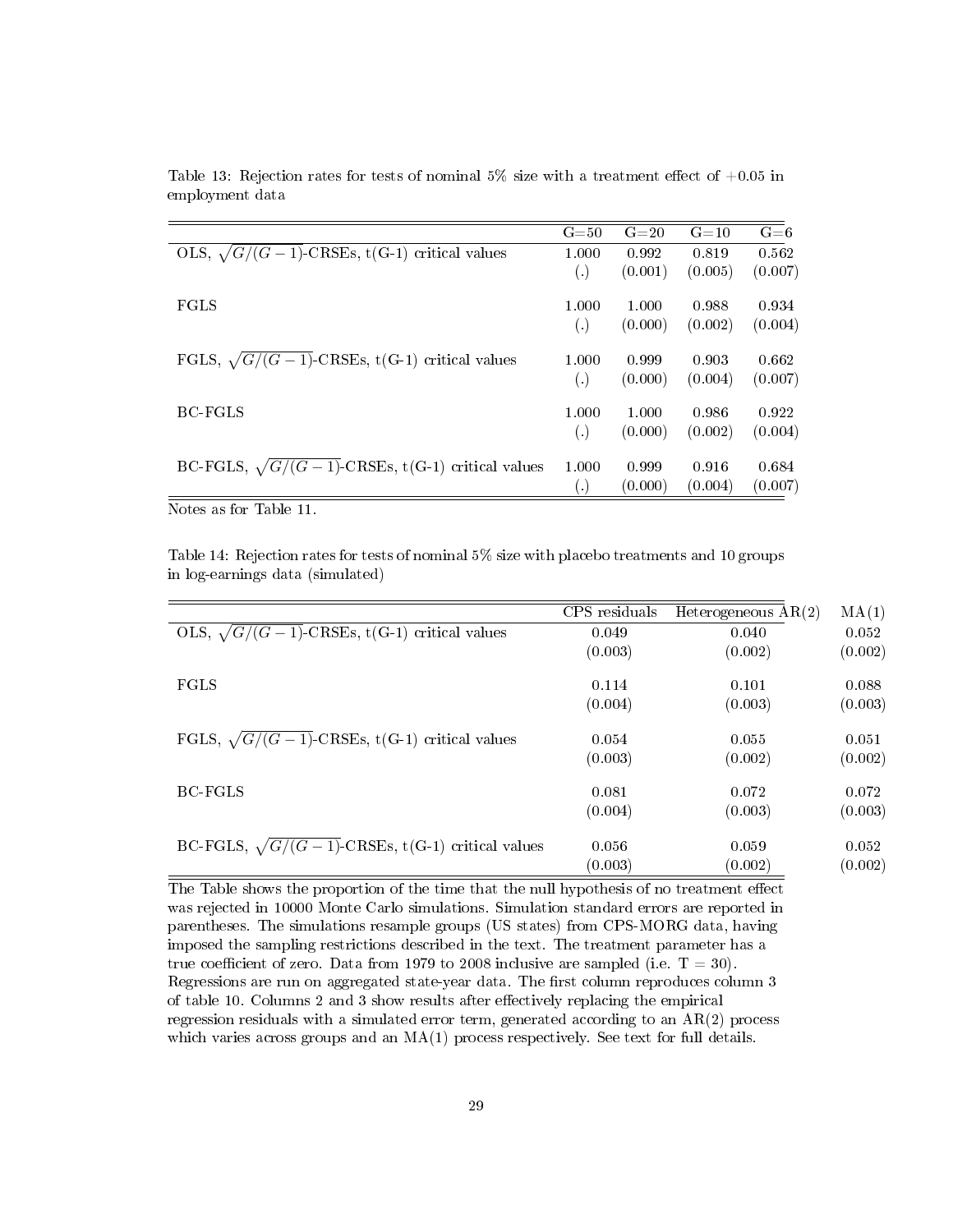Table 13: Rejection rates for tests of nominal 5% size with a treatment effect of +0.05 in employment data

| | G=50 | G=20 | G=10 | G=6 |
|---|---|---|---|---|
| OLS, $\sqrt{G/(G-1)}$-CRSEs, t(G-1) critical values | 1.000 | 0.992 | 0.819 | 0.562 |
| | (.) | (0.001) | (0.005) | (0.007) |
| FGLS | 1.000 | 1.000 | 0.988 | 0.934 |
| | (.) | (0.000) | (0.002) | (0.004) |
| FGLS, $\sqrt{G/(G-1)}$-CRSEs, t(G-1) critical values | 1.000 | 0.999 | 0.903 | 0.662 |
| | (.) | (0.000) | (0.004) | (0.007) |
| BC-FGLS | 1.000 | 1.000 | 0.986 | 0.922 |
| | (.) | (0.000) | (0.002) | (0.004) |
| BC-FGLS, $\sqrt{G/(G-1)}$-CRSEs, t(G-1) critical values | 1.000 | 0.999 | 0.916 | 0.684 |
| | (.) | (0.000) | (0.004) | (0.007) |

Notes as for Table 11.

Table 14: Rejection rates for tests of nominal 5% size with placebo treatments and 10 groups in log-earnings data (simulated)

| | CPS residuals | Heterogeneous AR(2) | MA(1) |
|---|---|---|---|
| OLS, $\sqrt{G/(G-1)}$-CRSEs, t(G-1) critical values | 0.049 | 0.040 | 0.052 |
| | (0.003) | (0.002) | (0.002) |
| FGLS | 0.114 | 0.101 | 0.088 |
| | (0.004) | (0.003) | (0.003) |
| FGLS, $\sqrt{G/(G-1)}$-CRSEs, t(G-1) critical values | 0.054 | 0.055 | 0.051 |
| | (0.003) | (0.002) | (0.002) |
| BC-FGLS | 0.081 | 0.072 | 0.072 |
| | (0.004) | (0.003) | (0.003) |
| BC-FGLS, $\sqrt{G/(G-1)}$-CRSEs, t(G-1) critical values | 0.056 | 0.059 | 0.052 |
| | (0.003) | (0.002) | (0.002) |

The Table shows the proportion of the time that the null hypothesis of no treatment effect was rejected in 10000 Monte Carlo simulations. Simulation standard errors are reported in parentheses. The simulations resample groups (US states) from CPS-MORG data, having imposed the sampling restrictions described in the text. The treatment parameter has a true coefficient of zero. Data from 1979 to 2008 inclusive are sampled (i.e. T = 30). Regressions are run on aggregated state-year data. The first column reproduces column 3 of table 10. Columns 2 and 3 show results after effectively replacing the empirical regression residuals with a simulated error term, generated according to an AR(2) process which varies across groups and an MA(1) process respectively. See text for full details.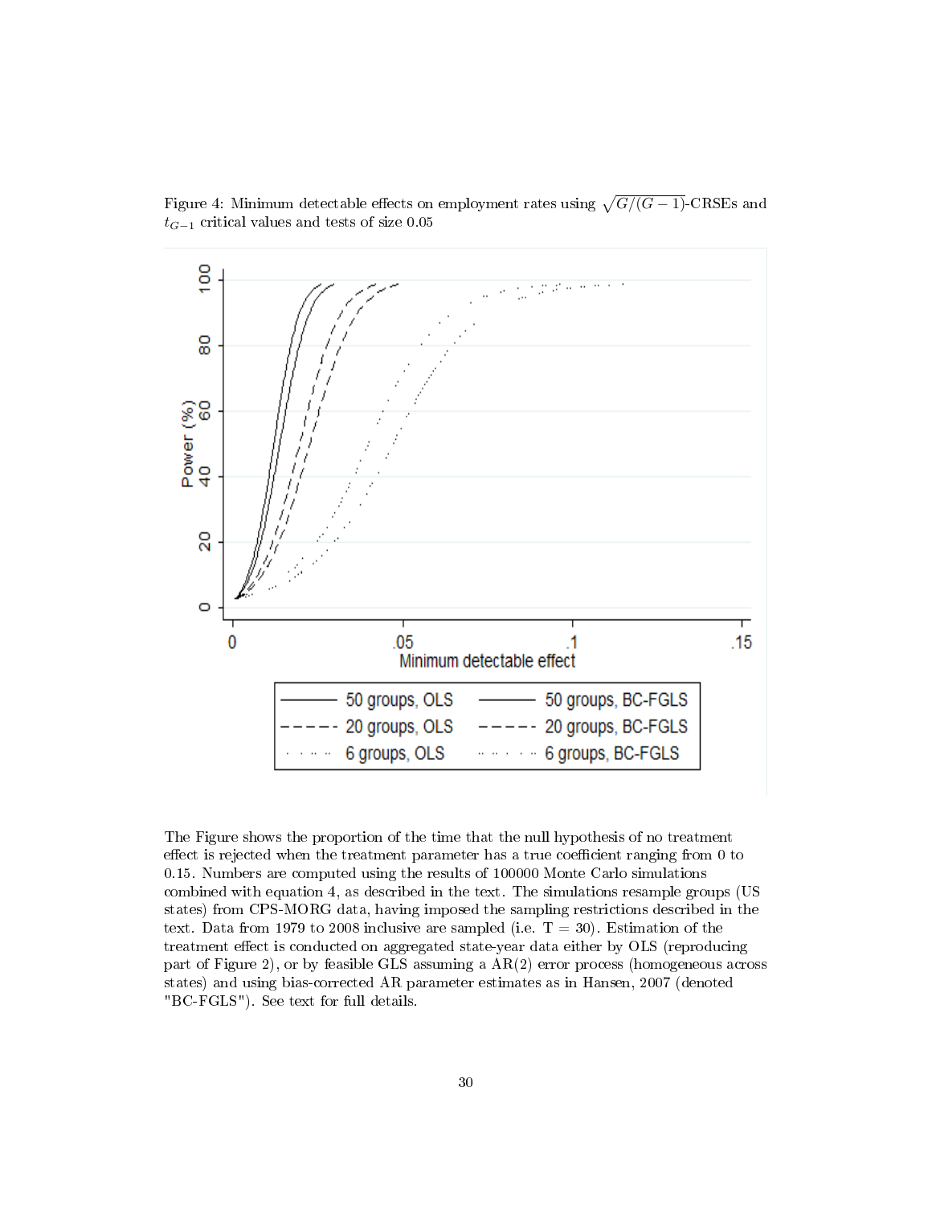Figure 4: Minimum detectable effects on employment rates using $\sqrt{G/(G-1)}$-CRSEs and $t_{G-1}$ critical values and tests of size 0.05

The Figure shows the proportion of the time that the null hypothesis of no treatment effect is rejected when the treatment parameter has a true coefficient ranging from 0 to 0.15. Numbers are computed using the results of 100000 Monte Carlo simulations combined with equation 4, as described in the text. The simulations resample groups (US states) from CPS-MORG data, having imposed the sampling restrictions described in the text. Data from 1979 to 2008 inclusive are sampled (i.e. T = 30). Estimation of the treatment effect is conducted on aggregated state-year data either by OLS (reproducing part of Figure 2), or by feasible GLS assuming a AR(2) error process (homogeneous across states) and using bias-corrected AR parameter estimates as in Hansen, 2007 (denoted "BC-FGLS"). See text for full details.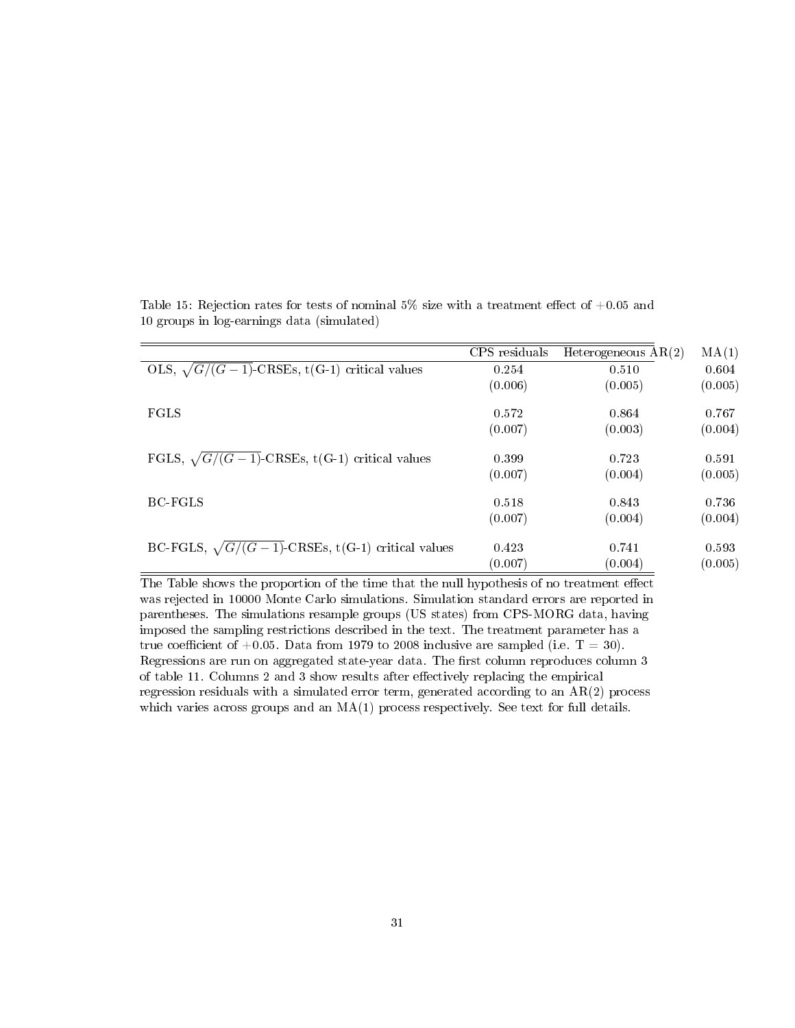Table 15: Rejection rates for tests of nominal 5% size with a treatment effect of +0.05 and 10 groups in log-earnings data (simulated)

| | CPS residuals | Heterogeneous AR(2) | MA(1) |
|---|---|---|---|
| OLS, $\sqrt{G/(G-1)}$-CRSEs, t(G-1) critical values | 0.254 | 0.510 | 0.604 |
| | (0.006) | (0.005) | (0.005) |
| FGLS | 0.572 | 0.864 | 0.767 |
| | (0.007) | (0.003) | (0.004) |
| FGLS, $\sqrt{G/(G-1)}$-CRSEs, t(G-1) critical values | 0.399 | 0.723 | 0.591 |
| | (0.007) | (0.004) | (0.005) |
| BC-FGLS | 0.518 | 0.843 | 0.736 |
| | (0.007) | (0.004) | (0.004) |
| BC-FGLS, $\sqrt{G/(G-1)}$-CRSEs, t(G-1) critical values | 0.423 | 0.741 | 0.593 |
| | (0.007) | (0.004) | (0.005) |

The Table shows the proportion of the time that the null hypothesis of no treatment effect was rejected in 10000 Monte Carlo simulations. Simulation standard errors are reported in parentheses. The simulations resample groups (US states) from CPS-MORG data, having imposed the sampling restrictions described in the text. The treatment parameter has a true coefficient of +0.05. Data from 1979 to 2008 inclusive are sampled (i.e. T = 30). Regressions are run on aggregated state-year data. The first column reproduces column 3 of table 11. Columns 2 and 3 show results after effectively replacing the empirical regression residuals with a simulated error term, generated according to an AR(2) process which varies across groups and an MA(1) process respectively. See text for full details.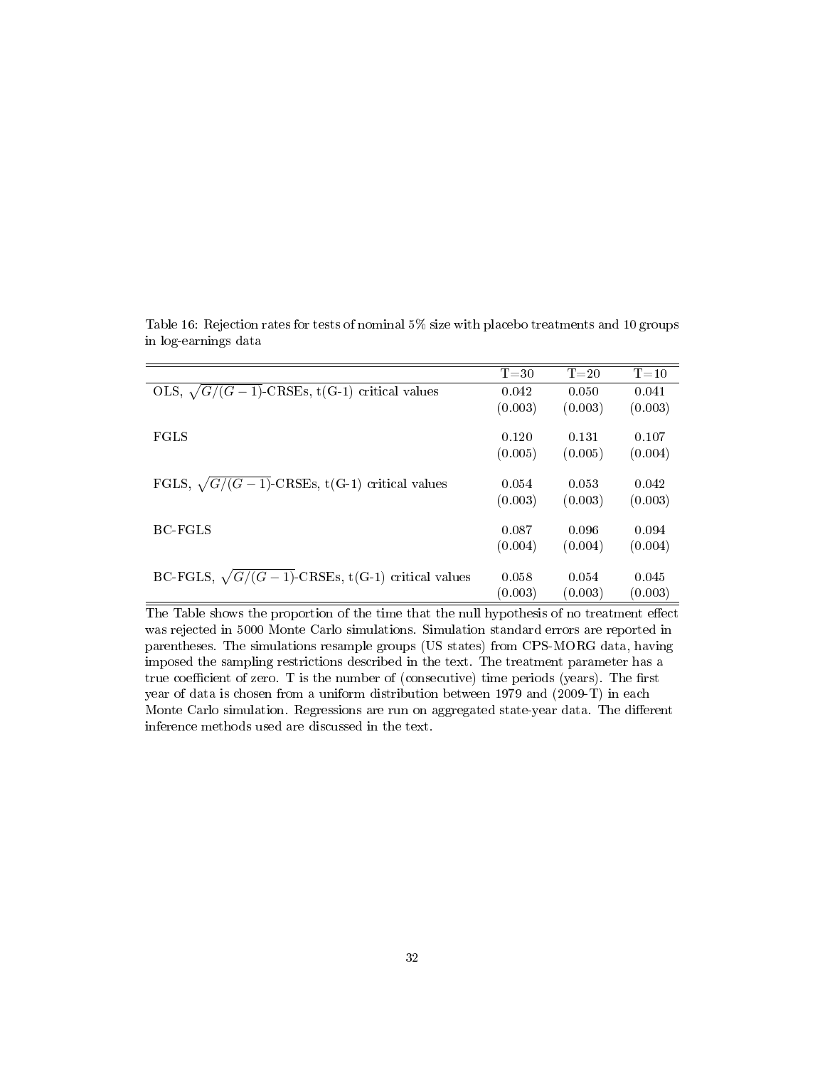Table 16: Rejection rates for tests of nominal 5% size with placebo treatments and 10 groups in log-earnings data

| | T=30 | T=20 | T=10 |
|---|---|---|---|
| OLS, $\sqrt{G/(G-1)}$-CRSEs, t(G-1) critical values | 0.042 | 0.050 | 0.041 |
| | (0.003) | (0.003) | (0.003) |
| FGLS | 0.120 | 0.131 | 0.107 |
| | (0.005) | (0.005) | (0.004) |
| FGLS, $\sqrt{G/(G-1)}$-CRSEs, t(G-1) critical values | 0.054 | 0.053 | 0.042 |
| | (0.003) | (0.003) | (0.003) |
| BC-FGLS | 0.087 | 0.096 | 0.094 |
| | (0.004) | (0.004) | (0.004) |
| BC-FGLS, $\sqrt{G/(G-1)}$-CRSEs, t(G-1) critical values | 0.058 | 0.054 | 0.045 |
| | (0.003) | (0.003) | (0.003) |

The Table shows the proportion of the time that the null hypothesis of no treatment effect was rejected in 5000 Monte Carlo simulations. Simulation standard errors are reported in parentheses. The simulations resample groups (US states) from CPS-MORG data, having imposed the sampling restrictions described in the text. The treatment parameter has a true coefficient of zero. T is the number of (consecutive) time periods (years). The first year of data is chosen from a uniform distribution between 1979 and (2009-T) in each Monte Carlo simulation. Regressions are run on aggregated state-year data. The different inference methods used are discussed in the text.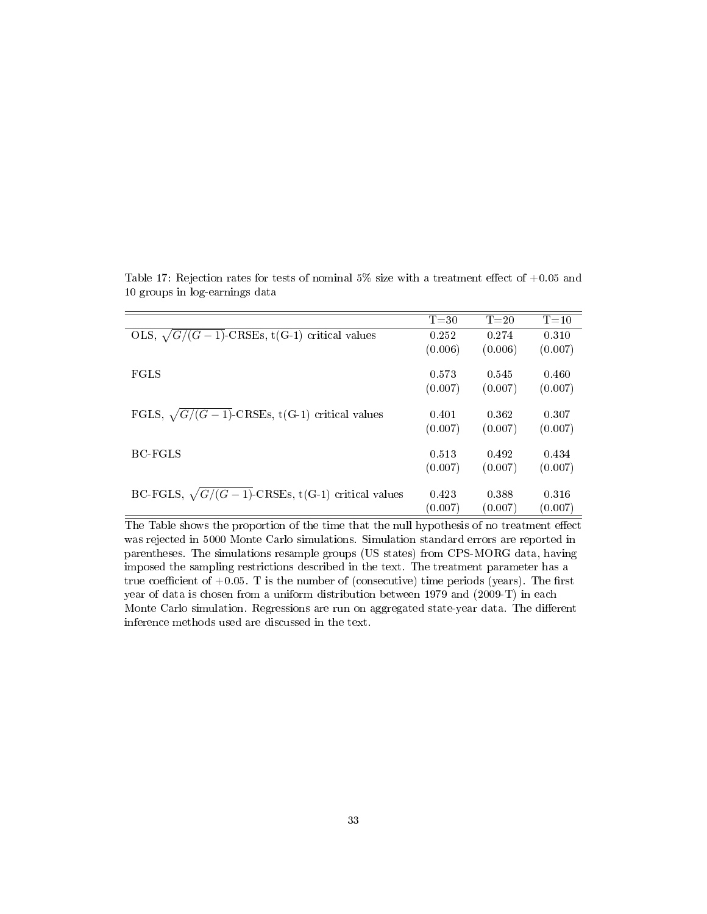Table 17: Rejection rates for tests of nominal 5% size with a treatment effect of +0.05 and 10 groups in log-earnings data

| | T=30 | T=20 | T=10 |
|---|---|---|---|
| OLS, $\sqrt{G/(G-1)}$-CRSEs, t(G-1) critical values | 0.252 | 0.274 | 0.310 |
| | (0.006) | (0.006) | (0.007) |
| FGLS | 0.573 | 0.545 | 0.460 |
| | (0.007) | (0.007) | (0.007) |
| FGLS, $\sqrt{G/(G-1)}$-CRSEs, t(G-1) critical values | 0.401 | 0.362 | 0.307 |
| | (0.007) | (0.007) | (0.007) |
| BC-FGLS | 0.513 | 0.492 | 0.434 |
| | (0.007) | (0.007) | (0.007) |
| BC-FGLS, $\sqrt{G/(G-1)}$-CRSEs, t(G-1) critical values | 0.423 | 0.388 | 0.316 |
| | (0.007) | (0.007) | (0.007) |

The Table shows the proportion of the time that the null hypothesis of no treatment effect was rejected in 5000 Monte Carlo simulations. Simulation standard errors are reported in parentheses. The simulations resample groups (US states) from CPS-MORG data, having imposed the sampling restrictions described in the text. The treatment parameter has a true coefficient of +0.05. T is the number of (consecutive) time periods (years). The first year of data is chosen from a uniform distribution between 1979 and (2009-T) in each Monte Carlo simulation. Regressions are run on aggregated state-year data. The different inference methods used are discussed in the text.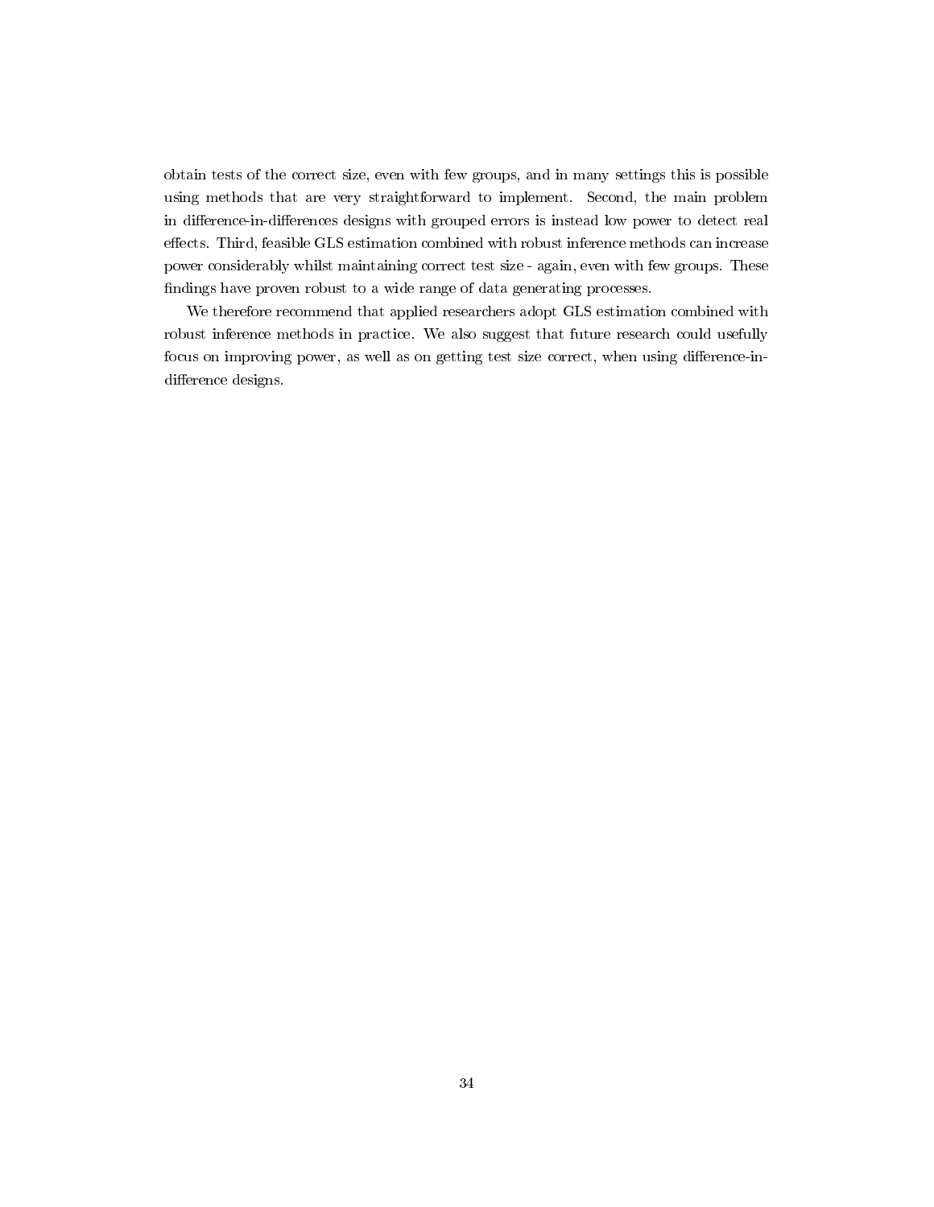obtain tests of the correct size, even with few groups, and in many settings this is possible using methods that are very straightforward to implement. Second, the main problem in difference-in-differences designs with grouped errors is instead low power to detect real effects. Third, feasible GLS estimation combined with robust inference methods can increase power considerably whilst maintaining correct test size - again, even with few groups. These findings have proven robust to a wide range of data generating processes.

We therefore recommend that applied researchers adopt GLS estimation combined with robust inference methods in practice. We also suggest that future research could usefully focus on improving power, as well as on getting test size correct, when using difference-in-difference designs.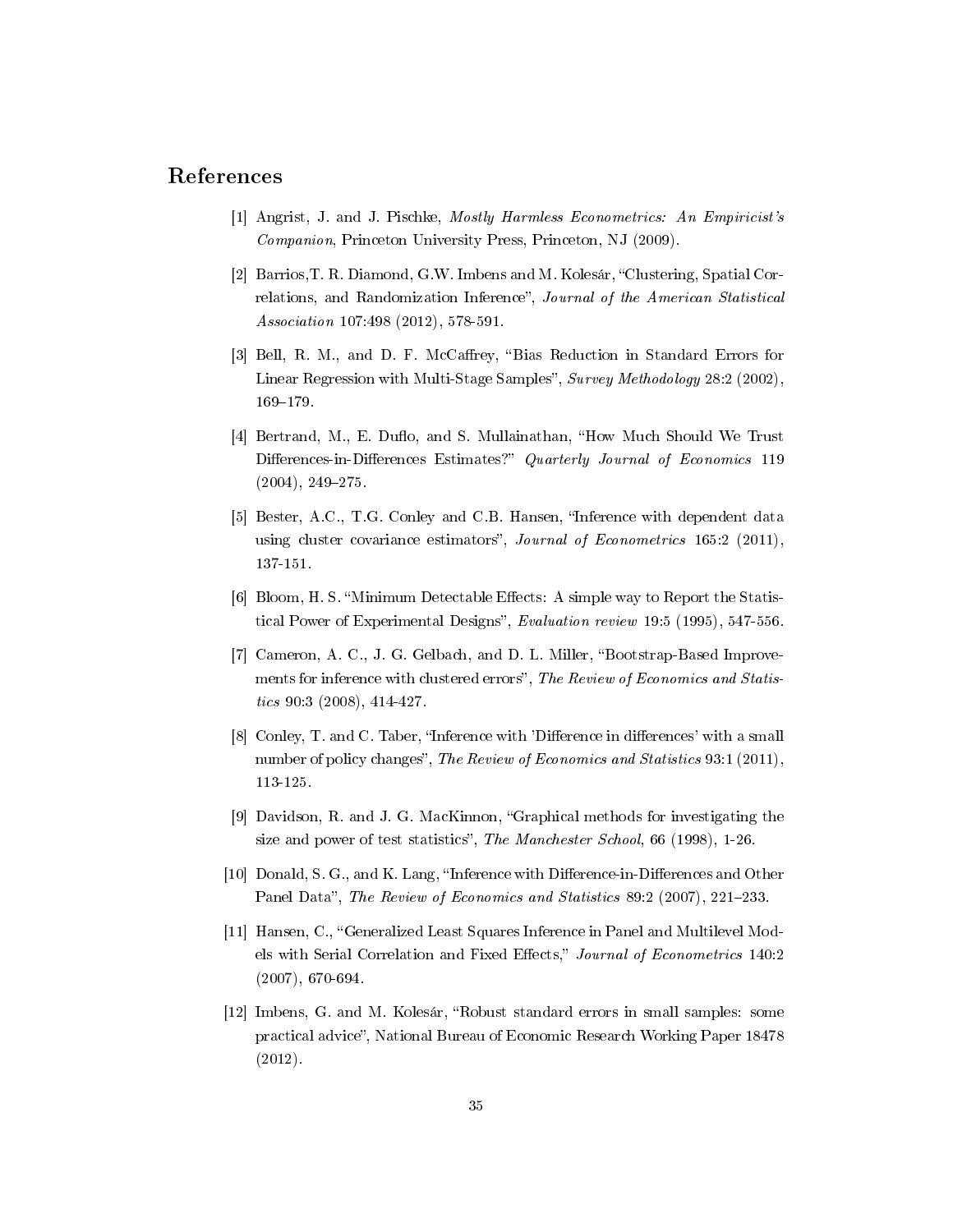## References

[1] Angrist, J. and J. Pischke, *Mostly Harmless Econometrics: An Empiricist's Companion*, Princeton University Press, Princeton, NJ (2009).

[2] Barrios,T. R. Diamond, G.W. Imbens and M. Kolesár, "Clustering, Spatial Correlations, and Randomization Inference", *Journal of the American Statistical Association* 107:498 (2012), 578-591.

[3] Bell, R. M., and D. F. McCaffrey, "Bias Reduction in Standard Errors for Linear Regression with Multi-Stage Samples", *Survey Methodology* 28:2 (2002), 169–179.

[4] Bertrand, M., E. Duflo, and S. Mullainathan, "How Much Should We Trust Differences-in-Differences Estimates?" *Quarterly Journal of Economics* 119 (2004), 249–275.

[5] Bester, A.C., T.G. Conley and C.B. Hansen, "Inference with dependent data using cluster covariance estimators", *Journal of Econometrics* 165:2 (2011), 137-151.

[6] Bloom, H. S. "Minimum Detectable Effects: A simple way to Report the Statistical Power of Experimental Designs", *Evaluation review* 19:5 (1995), 547-556.

[7] Cameron, A. C., J. G. Gelbach, and D. L. Miller, "Bootstrap-Based Improvements for inference with clustered errors", *The Review of Economics and Statistics* 90:3 (2008), 414-427.

[8] Conley, T. and C. Taber, "Inference with 'Difference in differences' with a small number of policy changes", *The Review of Economics and Statistics* 93:1 (2011), 113-125.

[9] Davidson, R. and J. G. MacKinnon, "Graphical methods for investigating the size and power of test statistics", *The Manchester School*, 66 (1998), 1-26.

[10] Donald, S. G., and K. Lang, "Inference with Difference-in-Differences and Other Panel Data", *The Review of Economics and Statistics* 89:2 (2007), 221–233.

[11] Hansen, C., "Generalized Least Squares Inference in Panel and Multilevel Models with Serial Correlation and Fixed Effects," *Journal of Econometrics* 140:2 (2007), 670-694.

[12] Imbens, G. and M. Kolesár, "Robust standard errors in small samples: some practical advice", National Bureau of Economic Research Working Paper 18478 (2012).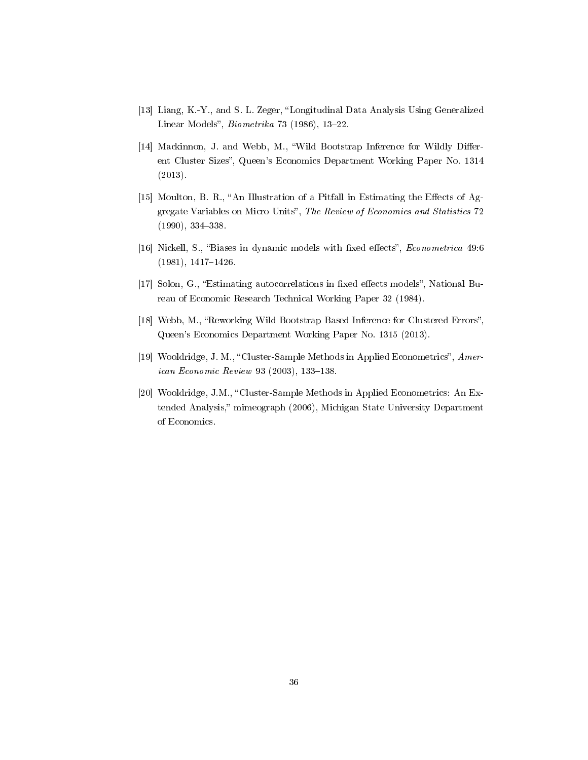[13] Liang, K.-Y., and S. L. Zeger, "Longitudinal Data Analysis Using Generalized Linear Models", *Biometrika* 73 (1986), 13–22.

[14] Mackinnon, J. and Webb, M., "Wild Bootstrap Inference for Wildly Different Cluster Sizes", Queen's Economics Department Working Paper No. 1314 (2013).

[15] Moulton, B. R., "An Illustration of a Pitfall in Estimating the Effects of Aggregate Variables on Micro Units", *The Review of Economics and Statistics* 72 (1990), 334–338.

[16] Nickell, S., "Biases in dynamic models with fixed effects", *Econometrica* 49:6 (1981), 1417–1426.

[17] Solon, G., "Estimating autocorrelations in fixed effects models", National Bureau of Economic Research Technical Working Paper 32 (1984).

[18] Webb, M., "Reworking Wild Bootstrap Based Inference for Clustered Errors", Queen's Economics Department Working Paper No. 1315 (2013).

[19] Wooldridge, J. M., "Cluster-Sample Methods in Applied Econometrics", *American Economic Review* 93 (2003), 133–138.

[20] Wooldridge, J.M., "Cluster-Sample Methods in Applied Econometrics: An Extended Analysis," mimeograph (2006), Michigan State University Department of Economics.